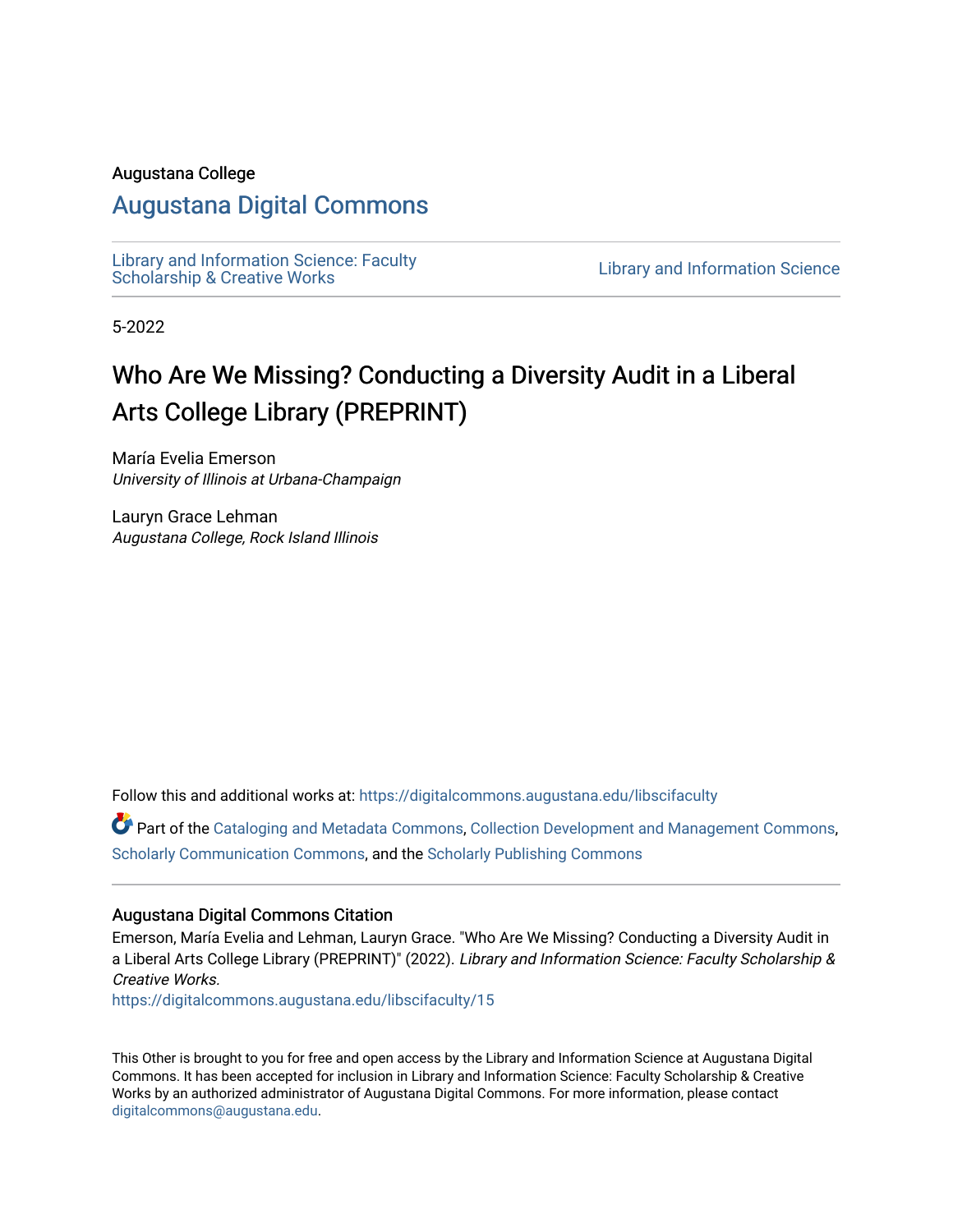Augustana College

# Augustana Digital Commons

Library and Information Science: Faculty Scholarship & Creative Works

Library and Information Science

5-2022

# Who Are We Missing? Conducting a Diversity Audit in a Liberal Arts College Library (PREPRINT)

María Evelia Emerson
*University of Illinois at Urbana-Champaign*

Lauryn Grace Lehman
*Augustana College, Rock Island Illinois*

Follow this and additional works at: https://digitalcommons.augustana.edu/libscifaculty

Part of the Cataloging and Metadata Commons, Collection Development and Management Commons, Scholarly Communication Commons, and the Scholarly Publishing Commons

### Augustana Digital Commons Citation

Emerson, María Evelia and Lehman, Lauryn Grace. "Who Are We Missing? Conducting a Diversity Audit in a Liberal Arts College Library (PREPRINT)" (2022). *Library and Information Science: Faculty Scholarship & Creative Works.*
https://digitalcommons.augustana.edu/libscifaculty/15

This Other is brought to you for free and open access by the Library and Information Science at Augustana Digital Commons. It has been accepted for inclusion in Library and Information Science: Faculty Scholarship & Creative Works by an authorized administrator of Augustana Digital Commons. For more information, please contact digitalcommons@augustana.edu.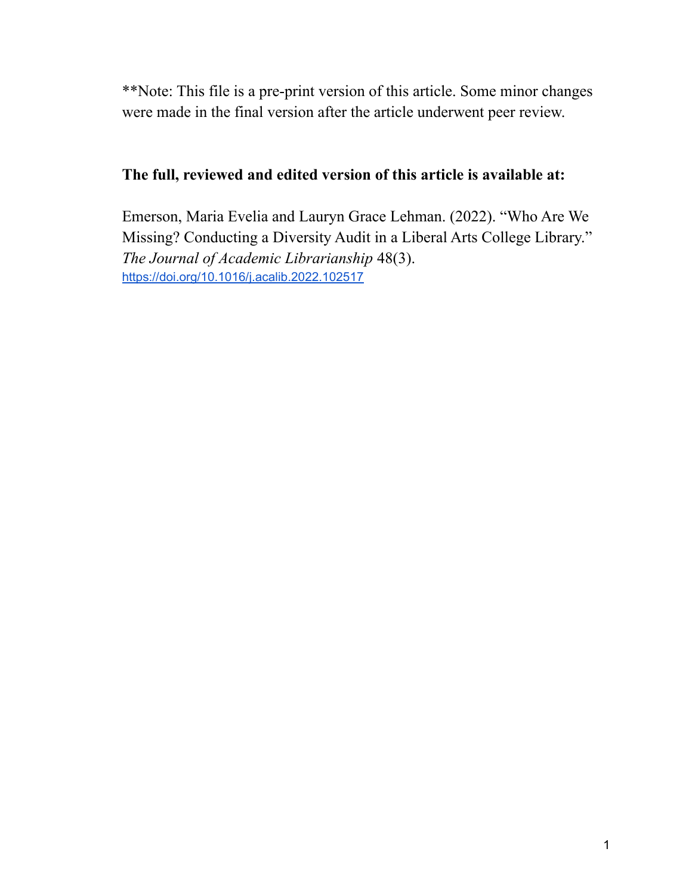**Note: This file is a pre-print version of this article. Some minor changes were made in the final version after the article underwent peer review.

**The full, reviewed and edited version of this article is available at:**

Emerson, Maria Evelia and Lauryn Grace Lehman. (2022). "Who Are We Missing? Conducting a Diversity Audit in a Liberal Arts College Library." *The Journal of Academic Librarianship* 48(3). https://doi.org/10.1016/j.acalib.2022.102517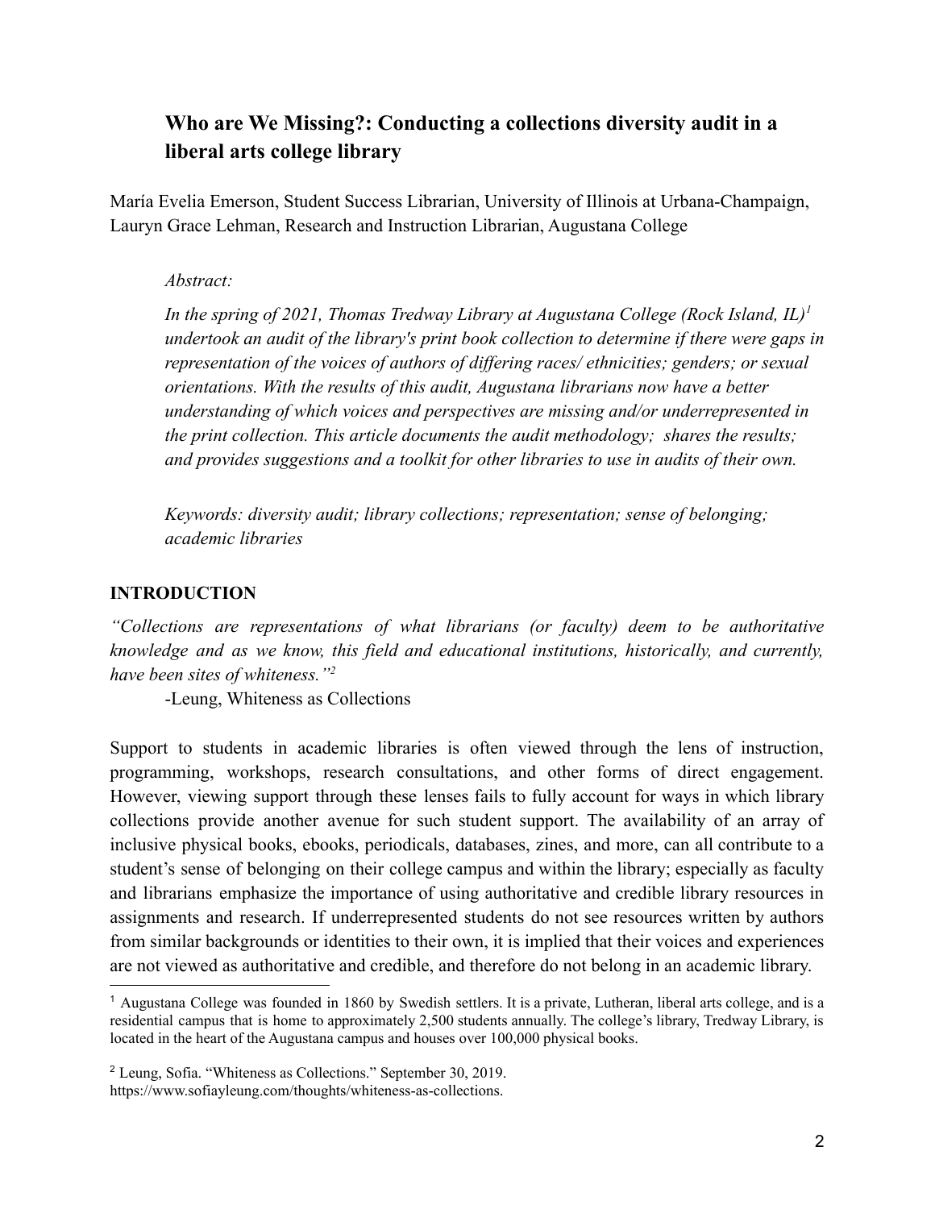# Who are We Missing?: Conducting a collections diversity audit in a liberal arts college library

María Evelia Emerson, Student Success Librarian, University of Illinois at Urbana-Champaign, Lauryn Grace Lehman, Research and Instruction Librarian, Augustana College

> *Abstract:*
>
> *In the spring of 2021, Thomas Tredway Library at Augustana College (Rock Island, IL)*[1] *undertook an audit of the library's print book collection to determine if there were gaps in representation of the voices of authors of differing races/ ethnicities; genders; or sexual orientations. With the results of this audit, Augustana librarians now have a better understanding of which voices and perspectives are missing and/or underrepresented in the print collection. This article documents the audit methodology; shares the results; and provides suggestions and a toolkit for other libraries to use in audits of their own.*
>
> *Keywords: diversity audit; library collections; representation; sense of belonging; academic libraries*

## INTRODUCTION

*"Collections are representations of what librarians (or faculty) deem to be authoritative knowledge and as we know, this field and educational institutions, historically, and currently, have been sites of whiteness."*[2]

-Leung, Whiteness as Collections

Support to students in academic libraries is often viewed through the lens of instruction, programming, workshops, research consultations, and other forms of direct engagement. However, viewing support through these lenses fails to fully account for ways in which library collections provide another avenue for such student support. The availability of an array of inclusive physical books, ebooks, periodicals, databases, zines, and more, can all contribute to a student's sense of belonging on their college campus and within the library; especially as faculty and librarians emphasize the importance of using authoritative and credible library resources in assignments and research. If underrepresented students do not see resources written by authors from similar backgrounds or identities to their own, it is implied that their voices and experiences are not viewed as authoritative and credible, and therefore do not belong in an academic library.

---

[1] Augustana College was founded in 1860 by Swedish settlers. It is a private, Lutheran, liberal arts college, and is a residential campus that is home to approximately 2,500 students annually. The college's library, Tredway Library, is located in the heart of the Augustana campus and houses over 100,000 physical books.

[2] Leung, Sofia. "Whiteness as Collections." September 30, 2019. https://www.sofiayleung.com/thoughts/whiteness-as-collections.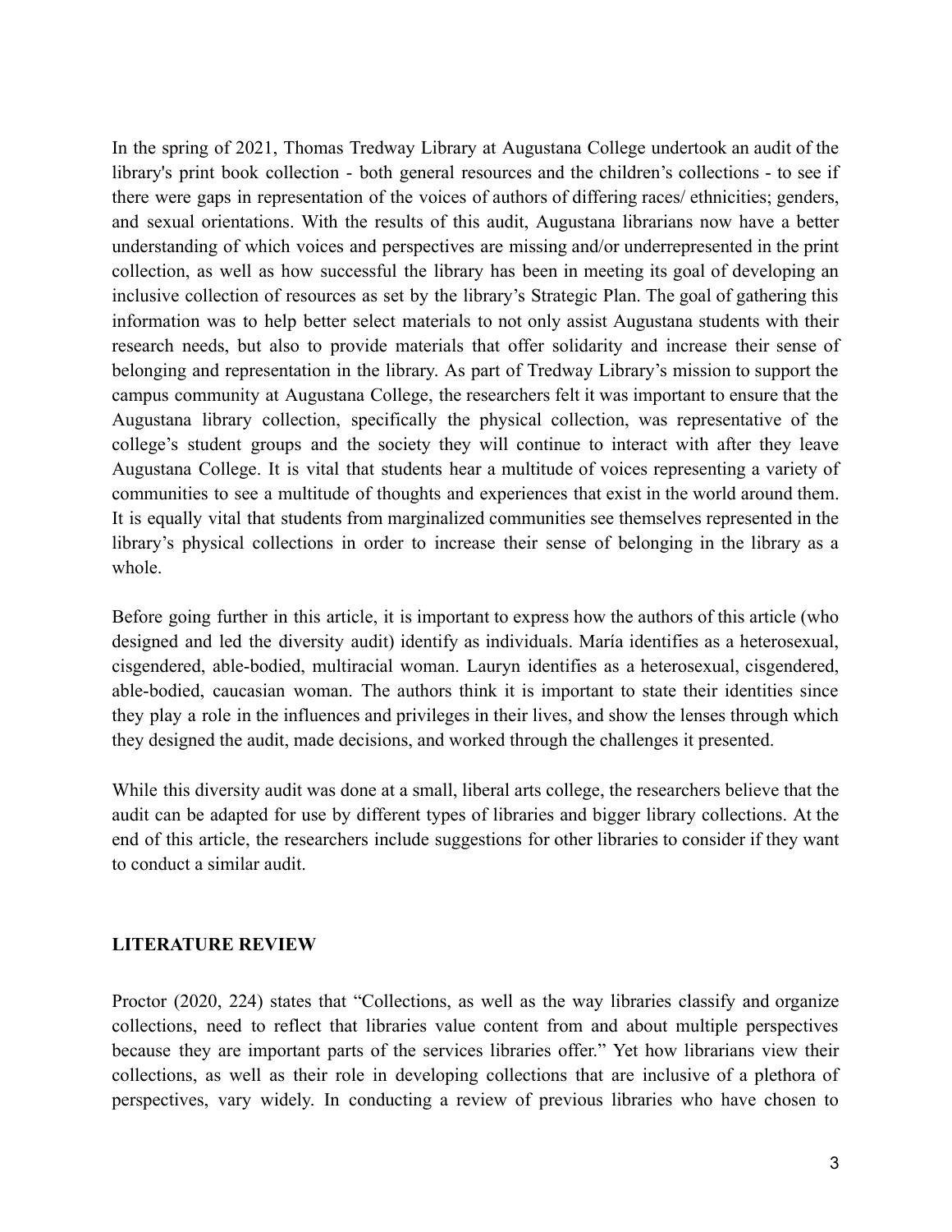In the spring of 2021, Thomas Tredway Library at Augustana College undertook an audit of the library's print book collection - both general resources and the children's collections - to see if there were gaps in representation of the voices of authors of differing races/ ethnicities; genders, and sexual orientations. With the results of this audit, Augustana librarians now have a better understanding of which voices and perspectives are missing and/or underrepresented in the print collection, as well as how successful the library has been in meeting its goal of developing an inclusive collection of resources as set by the library's Strategic Plan. The goal of gathering this information was to help better select materials to not only assist Augustana students with their research needs, but also to provide materials that offer solidarity and increase their sense of belonging and representation in the library. As part of Tredway Library's mission to support the campus community at Augustana College, the researchers felt it was important to ensure that the Augustana library collection, specifically the physical collection, was representative of the college's student groups and the society they will continue to interact with after they leave Augustana College. It is vital that students hear a multitude of voices representing a variety of communities to see a multitude of thoughts and experiences that exist in the world around them. It is equally vital that students from marginalized communities see themselves represented in the library's physical collections in order to increase their sense of belonging in the library as a whole.

Before going further in this article, it is important to express how the authors of this article (who designed and led the diversity audit) identify as individuals. María identifies as a heterosexual, cisgendered, able-bodied, multiracial woman. Lauryn identifies as a heterosexual, cisgendered, able-bodied, caucasian woman. The authors think it is important to state their identities since they play a role in the influences and privileges in their lives, and show the lenses through which they designed the audit, made decisions, and worked through the challenges it presented.

While this diversity audit was done at a small, liberal arts college, the researchers believe that the audit can be adapted for use by different types of libraries and bigger library collections. At the end of this article, the researchers include suggestions for other libraries to consider if they want to conduct a similar audit.

## LITERATURE REVIEW

Proctor (2020, 224) states that "Collections, as well as the way libraries classify and organize collections, need to reflect that libraries value content from and about multiple perspectives because they are important parts of the services libraries offer." Yet how librarians view their collections, as well as their role in developing collections that are inclusive of a plethora of perspectives, vary widely. In conducting a review of previous libraries who have chosen to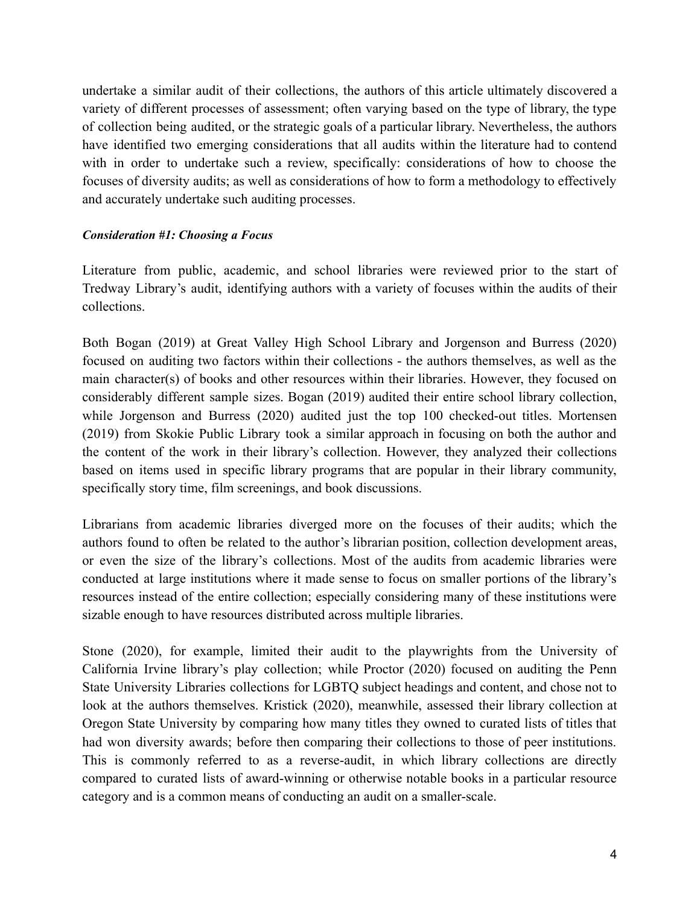undertake a similar audit of their collections, the authors of this article ultimately discovered a variety of different processes of assessment; often varying based on the type of library, the type of collection being audited, or the strategic goals of a particular library. Nevertheless, the authors have identified two emerging considerations that all audits within the literature had to contend with in order to undertake such a review, specifically: considerations of how to choose the focuses of diversity audits; as well as considerations of how to form a methodology to effectively and accurately undertake such auditing processes.

***Consideration #1: Choosing a Focus***

Literature from public, academic, and school libraries were reviewed prior to the start of Tredway Library's audit, identifying authors with a variety of focuses within the audits of their collections.

Both Bogan (2019) at Great Valley High School Library and Jorgenson and Burress (2020) focused on auditing two factors within their collections - the authors themselves, as well as the main character(s) of books and other resources within their libraries. However, they focused on considerably different sample sizes. Bogan (2019) audited their entire school library collection, while Jorgenson and Burress (2020) audited just the top 100 checked-out titles. Mortensen (2019) from Skokie Public Library took a similar approach in focusing on both the author and the content of the work in their library's collection. However, they analyzed their collections based on items used in specific library programs that are popular in their library community, specifically story time, film screenings, and book discussions.

Librarians from academic libraries diverged more on the focuses of their audits; which the authors found to often be related to the author's librarian position, collection development areas, or even the size of the library's collections. Most of the audits from academic libraries were conducted at large institutions where it made sense to focus on smaller portions of the library's resources instead of the entire collection; especially considering many of these institutions were sizable enough to have resources distributed across multiple libraries.

Stone (2020), for example, limited their audit to the playwrights from the University of California Irvine library's play collection; while Proctor (2020) focused on auditing the Penn State University Libraries collections for LGBTQ subject headings and content, and chose not to look at the authors themselves. Kristick (2020), meanwhile, assessed their library collection at Oregon State University by comparing how many titles they owned to curated lists of titles that had won diversity awards; before then comparing their collections to those of peer institutions. This is commonly referred to as a reverse-audit, in which library collections are directly compared to curated lists of award-winning or otherwise notable books in a particular resource category and is a common means of conducting an audit on a smaller-scale.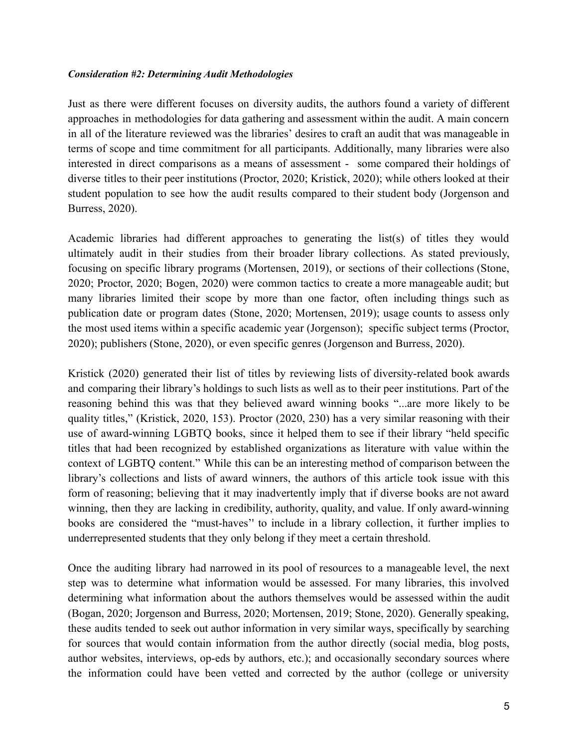***Consideration #2: Determining Audit Methodologies***

Just as there were different focuses on diversity audits, the authors found a variety of different approaches in methodologies for data gathering and assessment within the audit. A main concern in all of the literature reviewed was the libraries' desires to craft an audit that was manageable in terms of scope and time commitment for all participants. Additionally, many libraries were also interested in direct comparisons as a means of assessment - some compared their holdings of diverse titles to their peer institutions (Proctor, 2020; Kristick, 2020); while others looked at their student population to see how the audit results compared to their student body (Jorgenson and Burress, 2020).

Academic libraries had different approaches to generating the list(s) of titles they would ultimately audit in their studies from their broader library collections. As stated previously, focusing on specific library programs (Mortensen, 2019), or sections of their collections (Stone, 2020; Proctor, 2020; Bogen, 2020) were common tactics to create a more manageable audit; but many libraries limited their scope by more than one factor, often including things such as publication date or program dates (Stone, 2020; Mortensen, 2019); usage counts to assess only the most used items within a specific academic year (Jorgenson); specific subject terms (Proctor, 2020); publishers (Stone, 2020), or even specific genres (Jorgenson and Burress, 2020).

Kristick (2020) generated their list of titles by reviewing lists of diversity-related book awards and comparing their library's holdings to such lists as well as to their peer institutions. Part of the reasoning behind this was that they believed award winning books "...are more likely to be quality titles," (Kristick, 2020, 153). Proctor (2020, 230) has a very similar reasoning with their use of award-winning LGBTQ books, since it helped them to see if their library "held specific titles that had been recognized by established organizations as literature with value within the context of LGBTQ content." While this can be an interesting method of comparison between the library's collections and lists of award winners, the authors of this article took issue with this form of reasoning; believing that it may inadvertently imply that if diverse books are not award winning, then they are lacking in credibility, authority, quality, and value. If only award-winning books are considered the "must-haves'' to include in a library collection, it further implies to underrepresented students that they only belong if they meet a certain threshold.

Once the auditing library had narrowed in its pool of resources to a manageable level, the next step was to determine what information would be assessed. For many libraries, this involved determining what information about the authors themselves would be assessed within the audit (Bogan, 2020; Jorgenson and Burress, 2020; Mortensen, 2019; Stone, 2020). Generally speaking, these audits tended to seek out author information in very similar ways, specifically by searching for sources that would contain information from the author directly (social media, blog posts, author websites, interviews, op-eds by authors, etc.); and occasionally secondary sources where the information could have been vetted and corrected by the author (college or university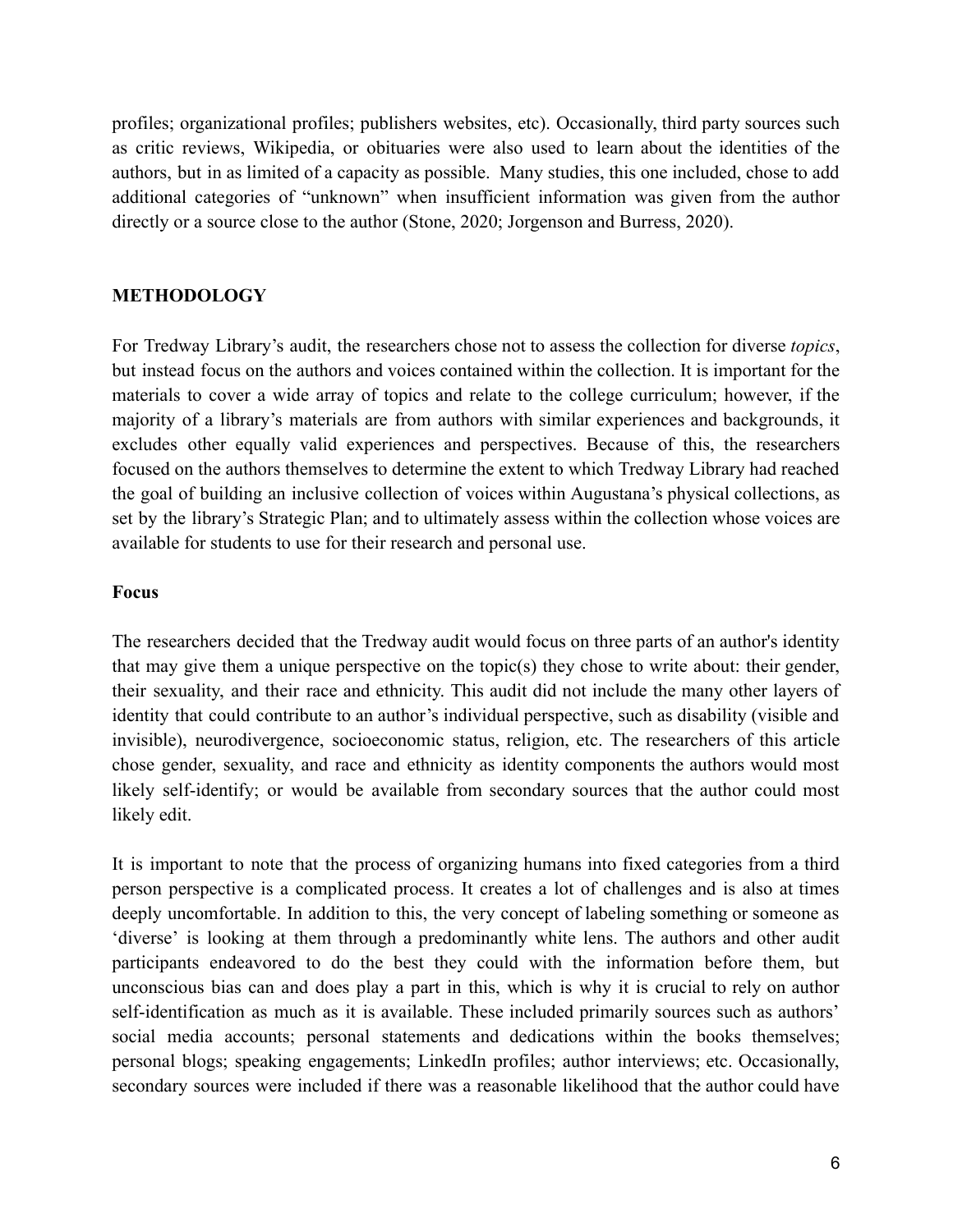profiles; organizational profiles; publishers websites, etc). Occasionally, third party sources such as critic reviews, Wikipedia, or obituaries were also used to learn about the identities of the authors, but in as limited of a capacity as possible. Many studies, this one included, chose to add additional categories of "unknown" when insufficient information was given from the author directly or a source close to the author (Stone, 2020; Jorgenson and Burress, 2020).

## METHODOLOGY

For Tredway Library's audit, the researchers chose not to assess the collection for diverse *topics*, but instead focus on the authors and voices contained within the collection. It is important for the materials to cover a wide array of topics and relate to the college curriculum; however, if the majority of a library's materials are from authors with similar experiences and backgrounds, it excludes other equally valid experiences and perspectives. Because of this, the researchers focused on the authors themselves to determine the extent to which Tredway Library had reached the goal of building an inclusive collection of voices within Augustana's physical collections, as set by the library's Strategic Plan; and to ultimately assess within the collection whose voices are available for students to use for their research and personal use.

### Focus

The researchers decided that the Tredway audit would focus on three parts of an author's identity that may give them a unique perspective on the topic(s) they chose to write about: their gender, their sexuality, and their race and ethnicity. This audit did not include the many other layers of identity that could contribute to an author's individual perspective, such as disability (visible and invisible), neurodivergence, socioeconomic status, religion, etc. The researchers of this article chose gender, sexuality, and race and ethnicity as identity components the authors would most likely self-identify; or would be available from secondary sources that the author could most likely edit.

It is important to note that the process of organizing humans into fixed categories from a third person perspective is a complicated process. It creates a lot of challenges and is also at times deeply uncomfortable. In addition to this, the very concept of labeling something or someone as 'diverse' is looking at them through a predominantly white lens. The authors and other audit participants endeavored to do the best they could with the information before them, but unconscious bias can and does play a part in this, which is why it is crucial to rely on author self-identification as much as it is available. These included primarily sources such as authors' social media accounts; personal statements and dedications within the books themselves; personal blogs; speaking engagements; LinkedIn profiles; author interviews; etc. Occasionally, secondary sources were included if there was a reasonable likelihood that the author could have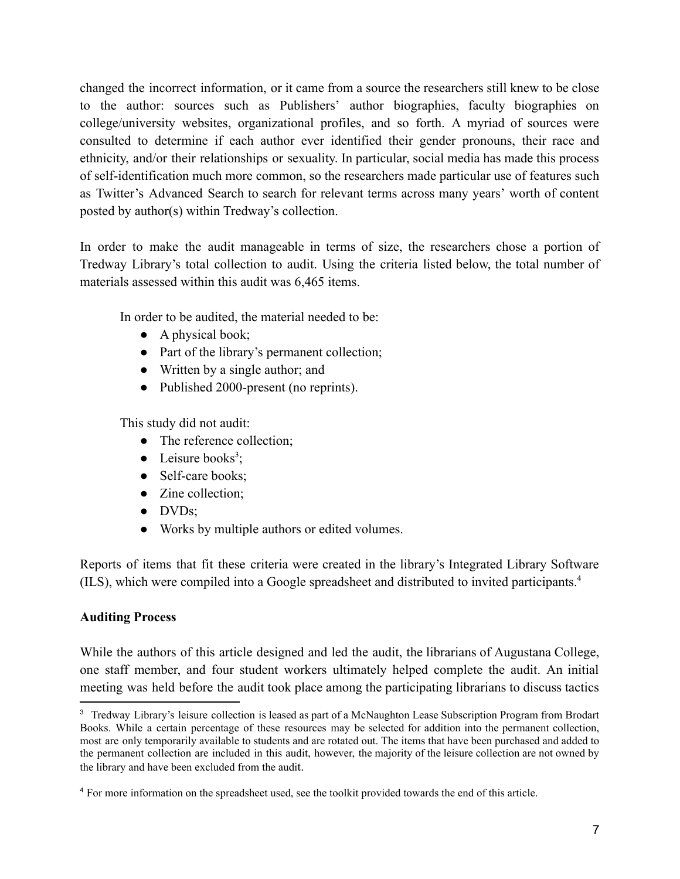changed the incorrect information, or it came from a source the researchers still knew to be close to the author: sources such as Publishers' author biographies, faculty biographies on college/university websites, organizational profiles, and so forth. A myriad of sources were consulted to determine if each author ever identified their gender pronouns, their race and ethnicity, and/or their relationships or sexuality. In particular, social media has made this process of self-identification much more common, so the researchers made particular use of features such as Twitter's Advanced Search to search for relevant terms across many years' worth of content posted by author(s) within Tredway's collection.

In order to make the audit manageable in terms of size, the researchers chose a portion of Tredway Library's total collection to audit. Using the criteria listed below, the total number of materials assessed within this audit was 6,465 items.

In order to be audited, the material needed to be:

- A physical book;
- Part of the library's permanent collection;
- Written by a single author; and
- Published 2000-present (no reprints).

This study did not audit:

- The reference collection;
- Leisure books[3];
- Self-care books;
- Zine collection;
- DVDs;
- Works by multiple authors or edited volumes.

Reports of items that fit these criteria were created in the library's Integrated Library Software (ILS), which were compiled into a Google spreadsheet and distributed to invited participants.[4]

**Auditing Process**

While the authors of this article designed and led the audit, the librarians of Augustana College, one staff member, and four student workers ultimately helped complete the audit. An initial meeting was held before the audit took place among the participating librarians to discuss tactics

[3] Tredway Library's leisure collection is leased as part of a McNaughton Lease Subscription Program from Brodart Books. While a certain percentage of these resources may be selected for addition into the permanent collection, most are only temporarily available to students and are rotated out. The items that have been purchased and added to the permanent collection are included in this audit, however, the majority of the leisure collection are not owned by the library and have been excluded from the audit.

[4] For more information on the spreadsheet used, see the toolkit provided towards the end of this article.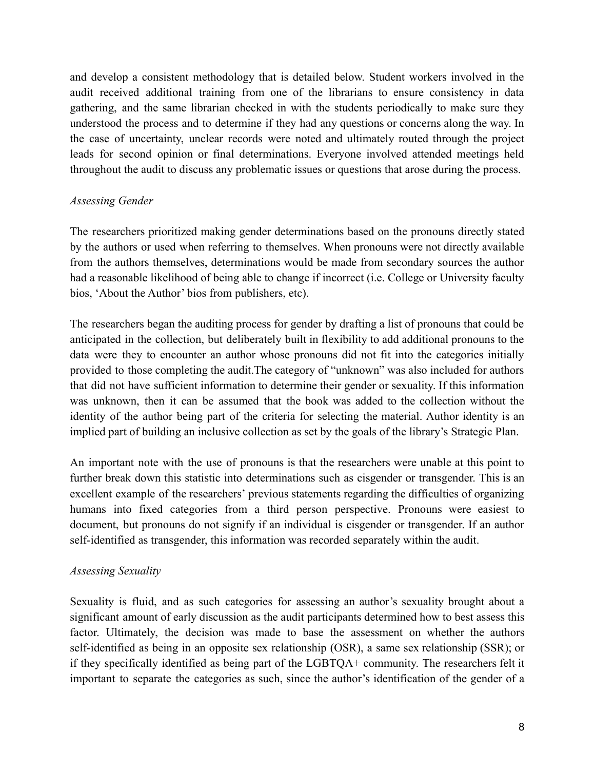and develop a consistent methodology that is detailed below. Student workers involved in the audit received additional training from one of the librarians to ensure consistency in data gathering, and the same librarian checked in with the students periodically to make sure they understood the process and to determine if they had any questions or concerns along the way. In the case of uncertainty, unclear records were noted and ultimately routed through the project leads for second opinion or final determinations. Everyone involved attended meetings held throughout the audit to discuss any problematic issues or questions that arose during the process.

*Assessing Gender*

The researchers prioritized making gender determinations based on the pronouns directly stated by the authors or used when referring to themselves. When pronouns were not directly available from the authors themselves, determinations would be made from secondary sources the author had a reasonable likelihood of being able to change if incorrect (i.e. College or University faculty bios, 'About the Author' bios from publishers, etc).

The researchers began the auditing process for gender by drafting a list of pronouns that could be anticipated in the collection, but deliberately built in flexibility to add additional pronouns to the data were they to encounter an author whose pronouns did not fit into the categories initially provided to those completing the audit.The category of "unknown" was also included for authors that did not have sufficient information to determine their gender or sexuality. If this information was unknown, then it can be assumed that the book was added to the collection without the identity of the author being part of the criteria for selecting the material. Author identity is an implied part of building an inclusive collection as set by the goals of the library's Strategic Plan.

An important note with the use of pronouns is that the researchers were unable at this point to further break down this statistic into determinations such as cisgender or transgender. This is an excellent example of the researchers' previous statements regarding the difficulties of organizing humans into fixed categories from a third person perspective. Pronouns were easiest to document, but pronouns do not signify if an individual is cisgender or transgender. If an author self-identified as transgender, this information was recorded separately within the audit.

*Assessing Sexuality*

Sexuality is fluid, and as such categories for assessing an author's sexuality brought about a significant amount of early discussion as the audit participants determined how to best assess this factor. Ultimately, the decision was made to base the assessment on whether the authors self-identified as being in an opposite sex relationship (OSR), a same sex relationship (SSR); or if they specifically identified as being part of the LGBTQA+ community. The researchers felt it important to separate the categories as such, since the author's identification of the gender of a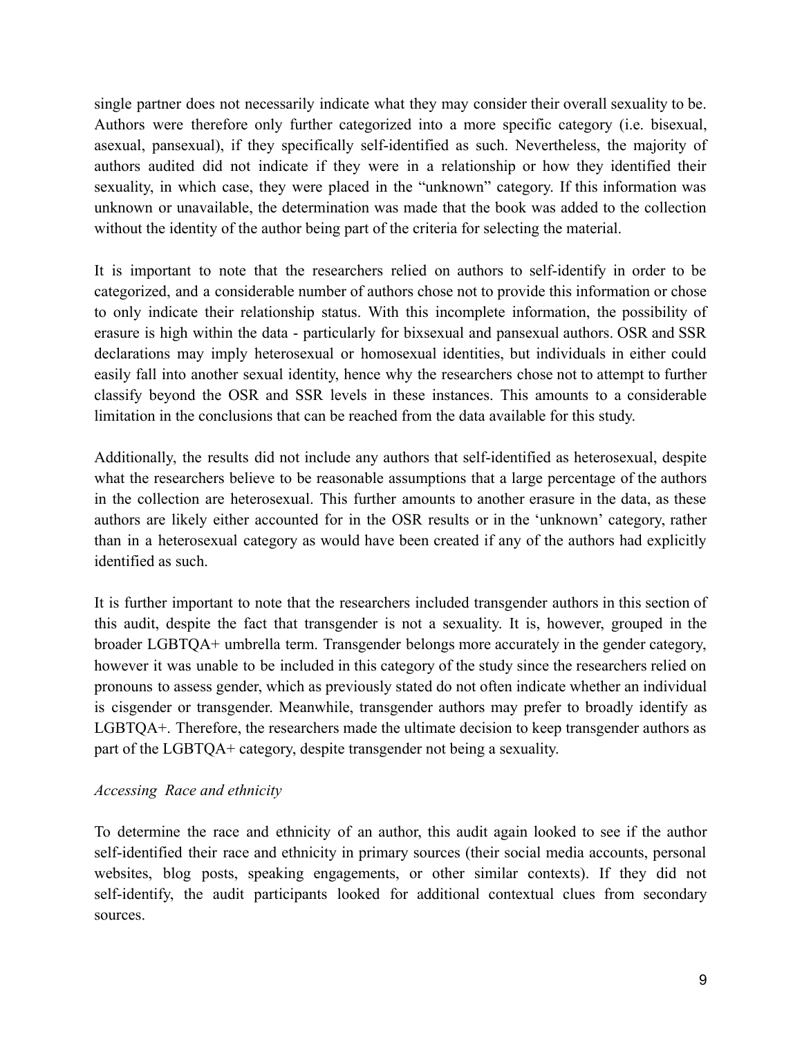single partner does not necessarily indicate what they may consider their overall sexuality to be. Authors were therefore only further categorized into a more specific category (i.e. bisexual, asexual, pansexual), if they specifically self-identified as such. Nevertheless, the majority of authors audited did not indicate if they were in a relationship or how they identified their sexuality, in which case, they were placed in the "unknown" category. If this information was unknown or unavailable, the determination was made that the book was added to the collection without the identity of the author being part of the criteria for selecting the material.

It is important to note that the researchers relied on authors to self-identify in order to be categorized, and a considerable number of authors chose not to provide this information or chose to only indicate their relationship status. With this incomplete information, the possibility of erasure is high within the data - particularly for bixsexual and pansexual authors. OSR and SSR declarations may imply heterosexual or homosexual identities, but individuals in either could easily fall into another sexual identity, hence why the researchers chose not to attempt to further classify beyond the OSR and SSR levels in these instances. This amounts to a considerable limitation in the conclusions that can be reached from the data available for this study.

Additionally, the results did not include any authors that self-identified as heterosexual, despite what the researchers believe to be reasonable assumptions that a large percentage of the authors in the collection are heterosexual. This further amounts to another erasure in the data, as these authors are likely either accounted for in the OSR results or in the 'unknown' category, rather than in a heterosexual category as would have been created if any of the authors had explicitly identified as such.

It is further important to note that the researchers included transgender authors in this section of this audit, despite the fact that transgender is not a sexuality. It is, however, grouped in the broader LGBTQA+ umbrella term. Transgender belongs more accurately in the gender category, however it was unable to be included in this category of the study since the researchers relied on pronouns to assess gender, which as previously stated do not often indicate whether an individual is cisgender or transgender. Meanwhile, transgender authors may prefer to broadly identify as LGBTQA+. Therefore, the researchers made the ultimate decision to keep transgender authors as part of the LGBTQA+ category, despite transgender not being a sexuality.

*Accessing Race and ethnicity*

To determine the race and ethnicity of an author, this audit again looked to see if the author self-identified their race and ethnicity in primary sources (their social media accounts, personal websites, blog posts, speaking engagements, or other similar contexts). If they did not self-identify, the audit participants looked for additional contextual clues from secondary sources.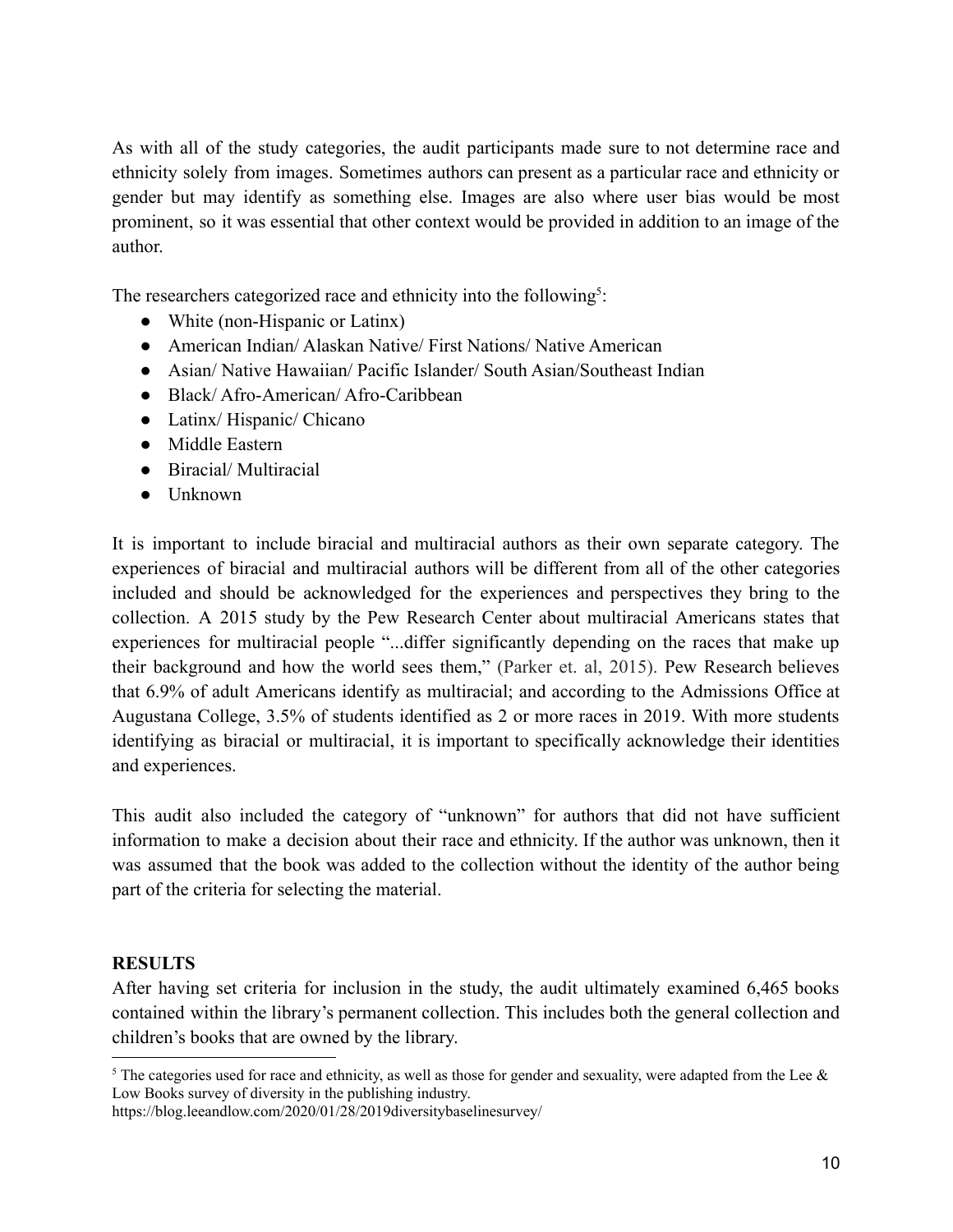As with all of the study categories, the audit participants made sure to not determine race and ethnicity solely from images. Sometimes authors can present as a particular race and ethnicity or gender but may identify as something else. Images are also where user bias would be most prominent, so it was essential that other context would be provided in addition to an image of the author.

The researchers categorized race and ethnicity into the following[5]:

- White (non-Hispanic or Latinx)
- American Indian/ Alaskan Native/ First Nations/ Native American
- Asian/ Native Hawaiian/ Pacific Islander/ South Asian/Southeast Indian
- Black/ Afro-American/ Afro-Caribbean
- Latinx/ Hispanic/ Chicano
- Middle Eastern
- Biracial/ Multiracial
- Unknown

It is important to include biracial and multiracial authors as their own separate category. The experiences of biracial and multiracial authors will be different from all of the other categories included and should be acknowledged for the experiences and perspectives they bring to the collection. A 2015 study by the Pew Research Center about multiracial Americans states that experiences for multiracial people "...differ significantly depending on the races that make up their background and how the world sees them," (Parker et. al, 2015). Pew Research believes that 6.9% of adult Americans identify as multiracial; and according to the Admissions Office at Augustana College, 3.5% of students identified as 2 or more races in 2019. With more students identifying as biracial or multiracial, it is important to specifically acknowledge their identities and experiences.

This audit also included the category of "unknown" for authors that did not have sufficient information to make a decision about their race and ethnicity. If the author was unknown, then it was assumed that the book was added to the collection without the identity of the author being part of the criteria for selecting the material.

**RESULTS**

After having set criteria for inclusion in the study, the audit ultimately examined 6,465 books contained within the library's permanent collection. This includes both the general collection and children's books that are owned by the library.

[5] The categories used for race and ethnicity, as well as those for gender and sexuality, were adapted from the Lee & Low Books survey of diversity in the publishing industry.
https://blog.leeandlow.com/2020/01/28/2019diversitybaselinesurvey/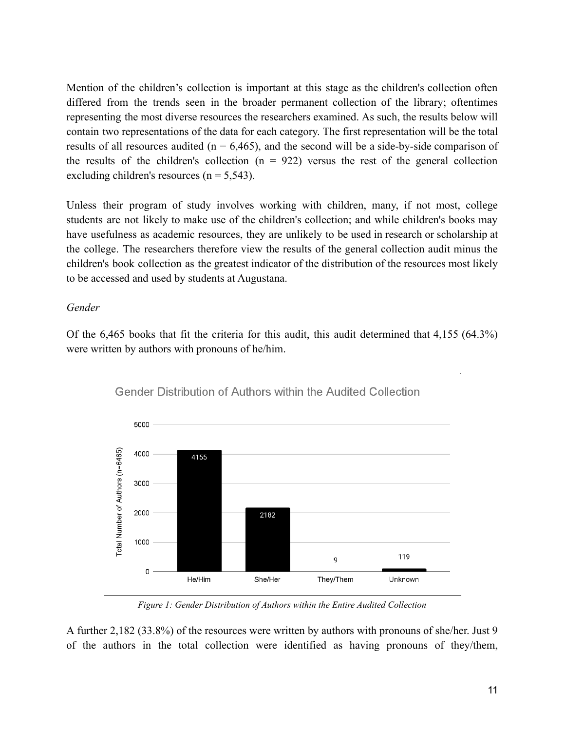Mention of the children's collection is important at this stage as the children's collection often differed from the trends seen in the broader permanent collection of the library; oftentimes representing the most diverse resources the researchers examined. As such, the results below will contain two representations of the data for each category. The first representation will be the total results of all resources audited (n = 6,465), and the second will be a side-by-side comparison of the results of the children's collection (n = 922) versus the rest of the general collection excluding children's resources (n = 5,543).

Unless their program of study involves working with children, many, if not most, college students are not likely to make use of the children's collection; and while children's books may have usefulness as academic resources, they are unlikely to be used in research or scholarship at the college. The researchers therefore view the results of the general collection audit minus the children's book collection as the greatest indicator of the distribution of the resources most likely to be accessed and used by students at Augustana.

*Gender*

Of the 6,465 books that fit the criteria for this audit, this audit determined that 4,155 (64.3%) were written by authors with pronouns of he/him.

*Figure 1: Gender Distribution of Authors within the Entire Audited Collection*

A further 2,182 (33.8%) of the resources were written by authors with pronouns of she/her. Just 9 of the authors in the total collection were identified as having pronouns of they/them,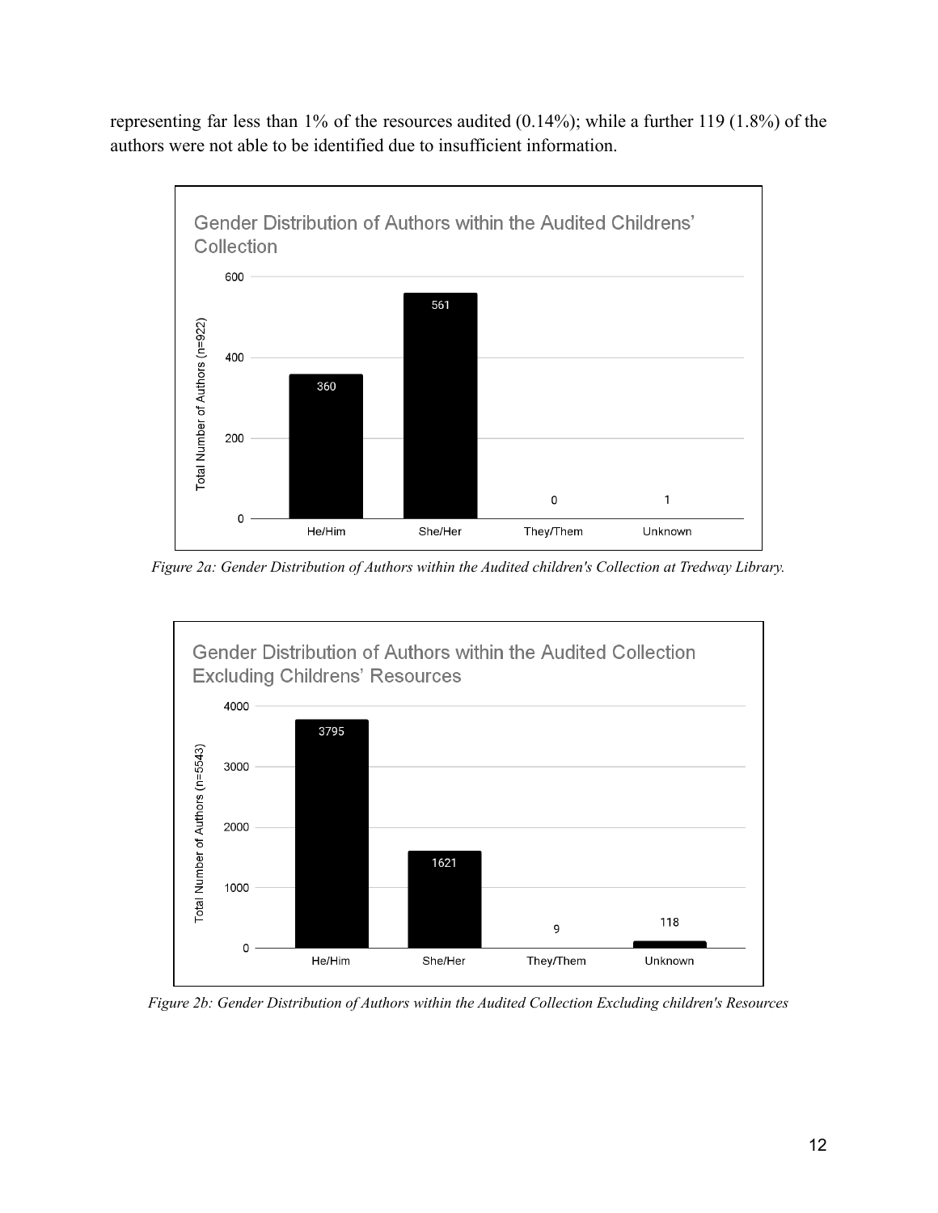representing far less than 1% of the resources audited (0.14%); while a further 119 (1.8%) of the authors were not able to be identified due to insufficient information.

| Gender Distribution of Authors within the Audited Childrens' Collection | Total Number of Authors (n=922) |
|---|---|
| He/Him | 360 |
| She/Her | 561 |
| They/Them | 0 |
| Unknown | 1 |

*Figure 2a: Gender Distribution of Authors within the Audited children's Collection at Tredway Library.*

| Gender Distribution of Authors within the Audited Collection Excluding Childrens' Resources | Total Number of Authors (n=5543) |
|---|---|
| He/Him | 3795 |
| She/Her | 1621 |
| They/Them | 9 |
| Unknown | 118 |

*Figure 2b: Gender Distribution of Authors within the Audited Collection Excluding children's Resources*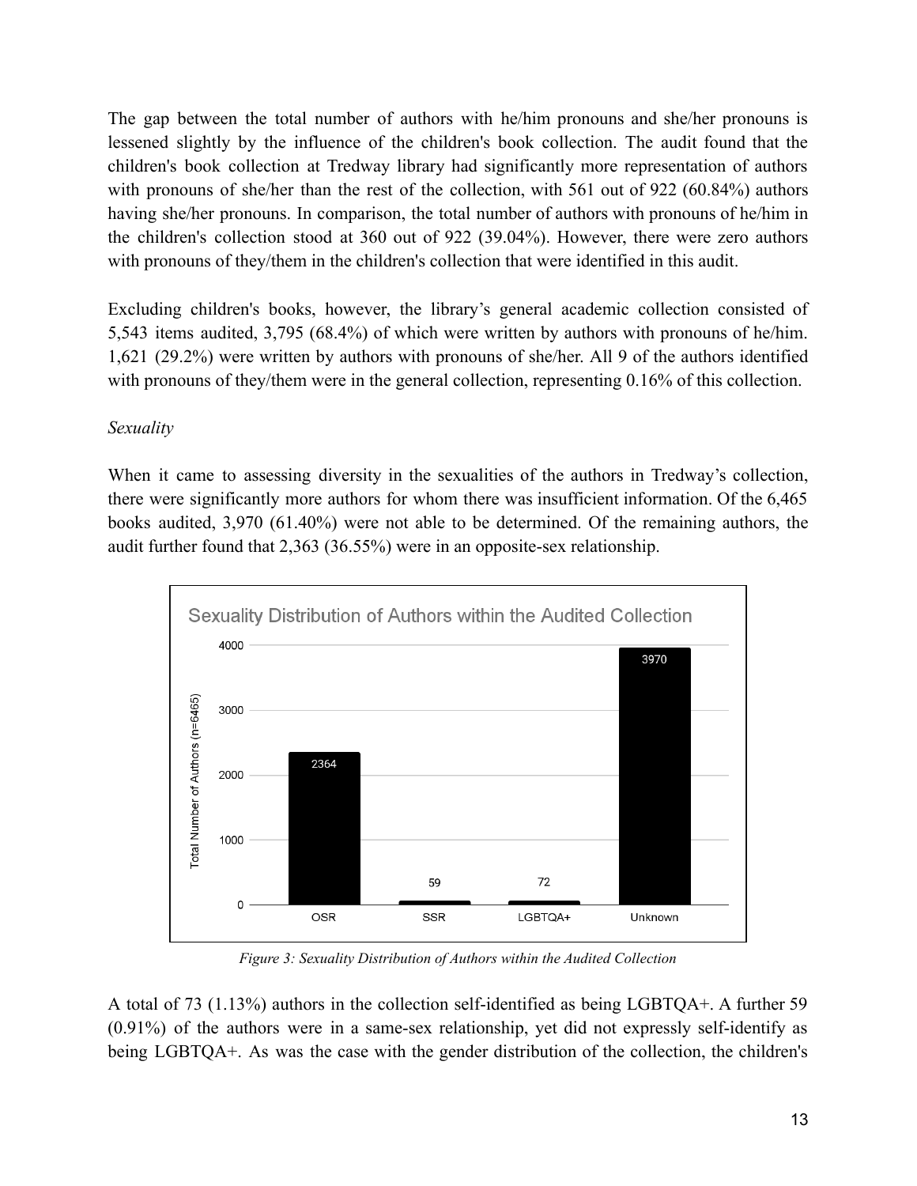The gap between the total number of authors with he/him pronouns and she/her pronouns is lessened slightly by the influence of the children's book collection. The audit found that the children's book collection at Tredway library had significantly more representation of authors with pronouns of she/her than the rest of the collection, with 561 out of 922 (60.84%) authors having she/her pronouns. In comparison, the total number of authors with pronouns of he/him in the children's collection stood at 360 out of 922 (39.04%). However, there were zero authors with pronouns of they/them in the children's collection that were identified in this audit.

Excluding children's books, however, the library's general academic collection consisted of 5,543 items audited, 3,795 (68.4%) of which were written by authors with pronouns of he/him. 1,621 (29.2%) were written by authors with pronouns of she/her. All 9 of the authors identified with pronouns of they/them were in the general collection, representing 0.16% of this collection.

*Sexuality*

When it came to assessing diversity in the sexualities of the authors in Tredway's collection, there were significantly more authors for whom there was insufficient information. Of the 6,465 books audited, 3,970 (61.40%) were not able to be determined. Of the remaining authors, the audit further found that 2,363 (36.55%) were in an opposite-sex relationship.

Sexuality Distribution of Authors within the Audited Collection

| Category | Total Number of Authors (n=6465) |
| --- | --- |
| OSR | 2364 |
| SSR | 59 |
| LGBTQA+ | 72 |
| Unknown | 3970 |

*Figure 3: Sexuality Distribution of Authors within the Audited Collection*

A total of 73 (1.13%) authors in the collection self-identified as being LGBTQA+. A further 59 (0.91%) of the authors were in a same-sex relationship, yet did not expressly self-identify as being LGBTQA+. As was the case with the gender distribution of the collection, the children's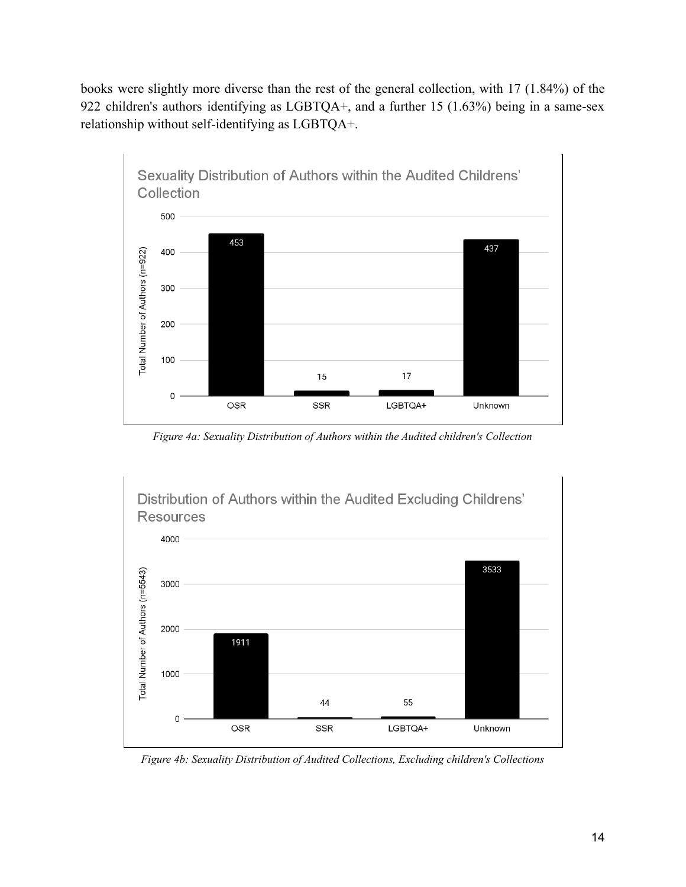books were slightly more diverse than the rest of the general collection, with 17 (1.84%) of the 922 children's authors identifying as LGBTQA+, and a further 15 (1.63%) being in a same-sex relationship without self-identifying as LGBTQA+.

| | OSR | SSR | LGBTQA+ | Unknown |
| --- | --- | --- | --- | --- |
| Total Number of Authors (n=922) | 453 | 15 | 17 | 437 |

*Figure 4a: Sexuality Distribution of Authors within the Audited children's Collection*

| | OSR | SSR | LGBTQA+ | Unknown |
| --- | --- | --- | --- | --- |
| Total Number of Authors (n=5543) | 1911 | 44 | 55 | 3533 |

*Figure 4b: Sexuality Distribution of Audited Collections, Excluding children's Collections*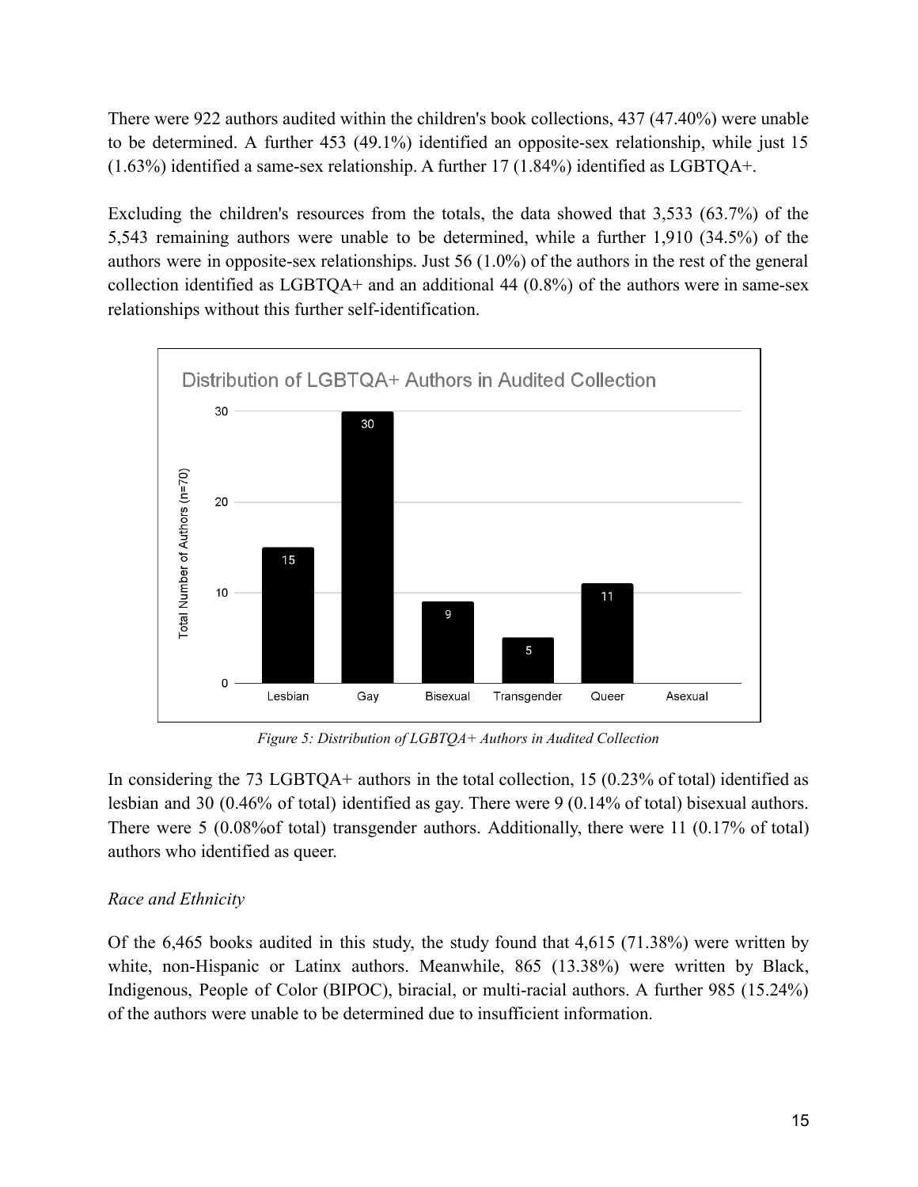There were 922 authors audited within the children's book collections, 437 (47.40%) were unable to be determined. A further 453 (49.1%) identified an opposite-sex relationship, while just 15 (1.63%) identified a same-sex relationship. A further 17 (1.84%) identified as LGBTQA+.

Excluding the children's resources from the totals, the data showed that 3,533 (63.7%) of the 5,543 remaining authors were unable to be determined, while a further 1,910 (34.5%) of the authors were in opposite-sex relationships. Just 56 (1.0%) of the authors in the rest of the general collection identified as LGBTQA+ and an additional 44 (0.8%) of the authors were in same-sex relationships without this further self-identification.

| Identity | Total Number of Authors (n=70) |
|---|---|
| Lesbian | 15 |
| Gay | 30 |
| Bisexual | 9 |
| Transgender | 5 |
| Queer | 11 |
| Asexual | |

*Figure 5: Distribution of LGBTQA+ Authors in Audited Collection*

In considering the 73 LGBTQA+ authors in the total collection, 15 (0.23% of total) identified as lesbian and 30 (0.46% of total) identified as gay. There were 9 (0.14% of total) bisexual authors. There were 5 (0.08%of total) transgender authors. Additionally, there were 11 (0.17% of total) authors who identified as queer.

*Race and Ethnicity*

Of the 6,465 books audited in this study, the study found that 4,615 (71.38%) were written by white, non-Hispanic or Latinx authors. Meanwhile, 865 (13.38%) were written by Black, Indigenous, People of Color (BIPOC), biracial, or multi-racial authors. A further 985 (15.24%) of the authors were unable to be determined due to insufficient information.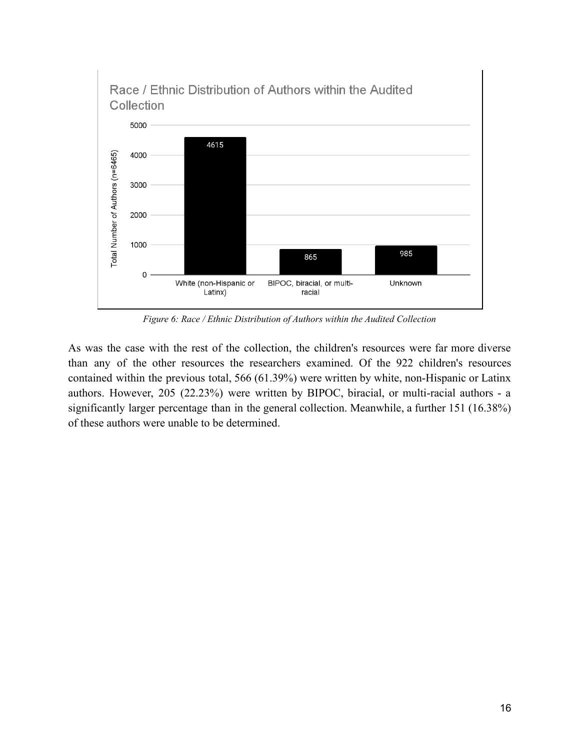*Figure 6: Race / Ethnic Distribution of Authors within the Audited Collection*

As was the case with the rest of the collection, the children's resources were far more diverse than any of the other resources the researchers examined. Of the 922 children's resources contained within the previous total, 566 (61.39%) were written by white, non-Hispanic or Latinx authors. However, 205 (22.23%) were written by BIPOC, biracial, or multi-racial authors - a significantly larger percentage than in the general collection. Meanwhile, a further 151 (16.38%) of these authors were unable to be determined.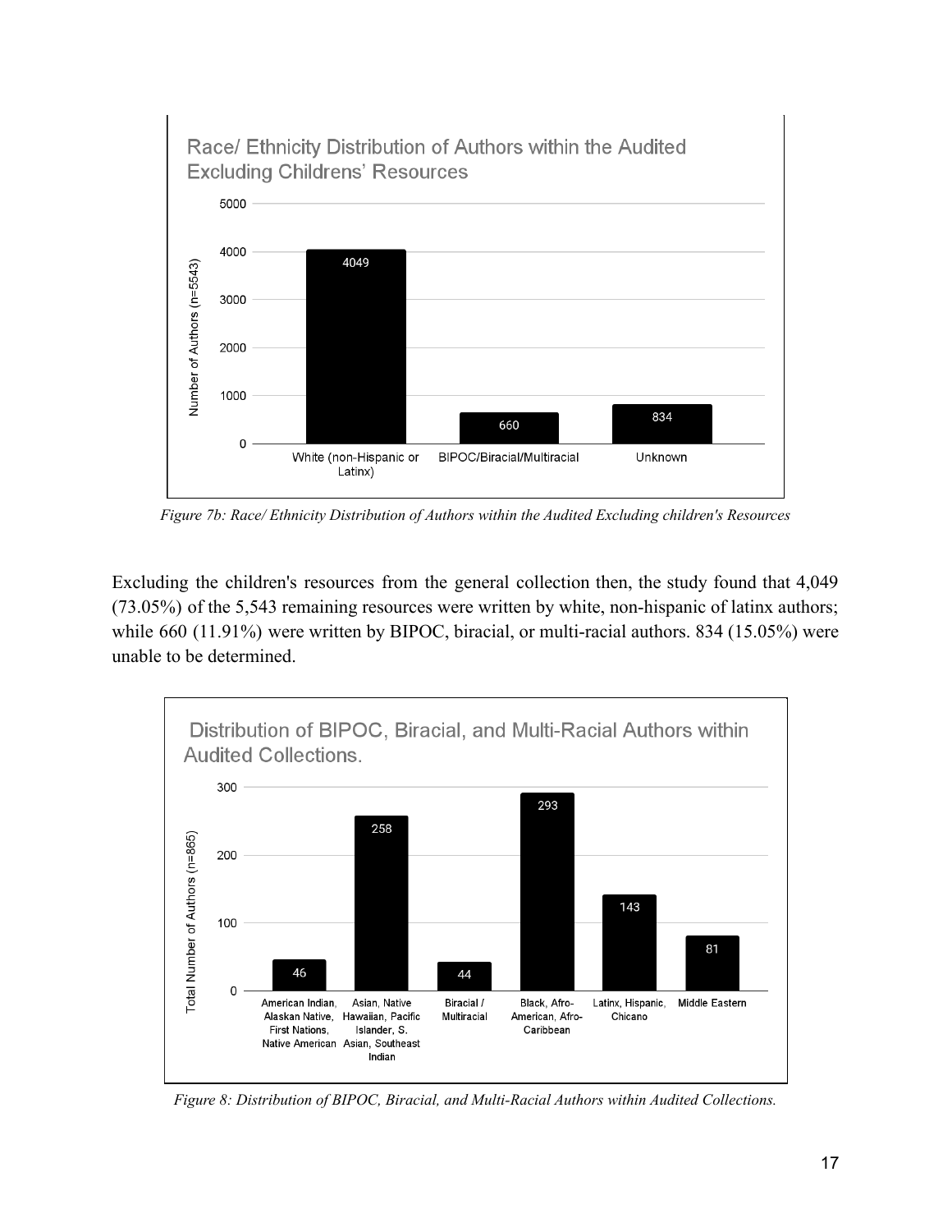Race/ Ethnicity Distribution of Authors within the Audited Excluding Childrens' Resources

| Category | Number of Authors (n=5543) |
| --- | --- |
| White (non-Hispanic or Latinx) | 4049 |
| BIPOC/Biracial/Multiracial | 660 |
| Unknown | 834 |

*Figure 7b: Race/ Ethnicity Distribution of Authors within the Audited Excluding children's Resources*

Excluding the children's resources from the general collection then, the study found that 4,049 (73.05%) of the 5,543 remaining resources were written by white, non-hispanic of latinx authors; while 660 (11.91%) were written by BIPOC, biracial, or multi-racial authors. 834 (15.05%) were unable to be determined.

Distribution of BIPOC, Biracial, and Multi-Racial Authors within Audited Collections.

| Category | Total Number of Authors (n=865) |
| --- | --- |
| American Indian, Alaskan Native, First Nations, Native American | 46 |
| Asian, Native Hawaiian, Pacific Islander, S. Asian, Southeast Indian | 258 |
| Biracial / Multiracial | 44 |
| Black, Afro-American, Afro-Caribbean | 293 |
| Latinx, Hispanic, Chicano | 143 |
| Middle Eastern | 81 |

*Figure 8: Distribution of BIPOC, Biracial, and Multi-Racial Authors within Audited Collections.*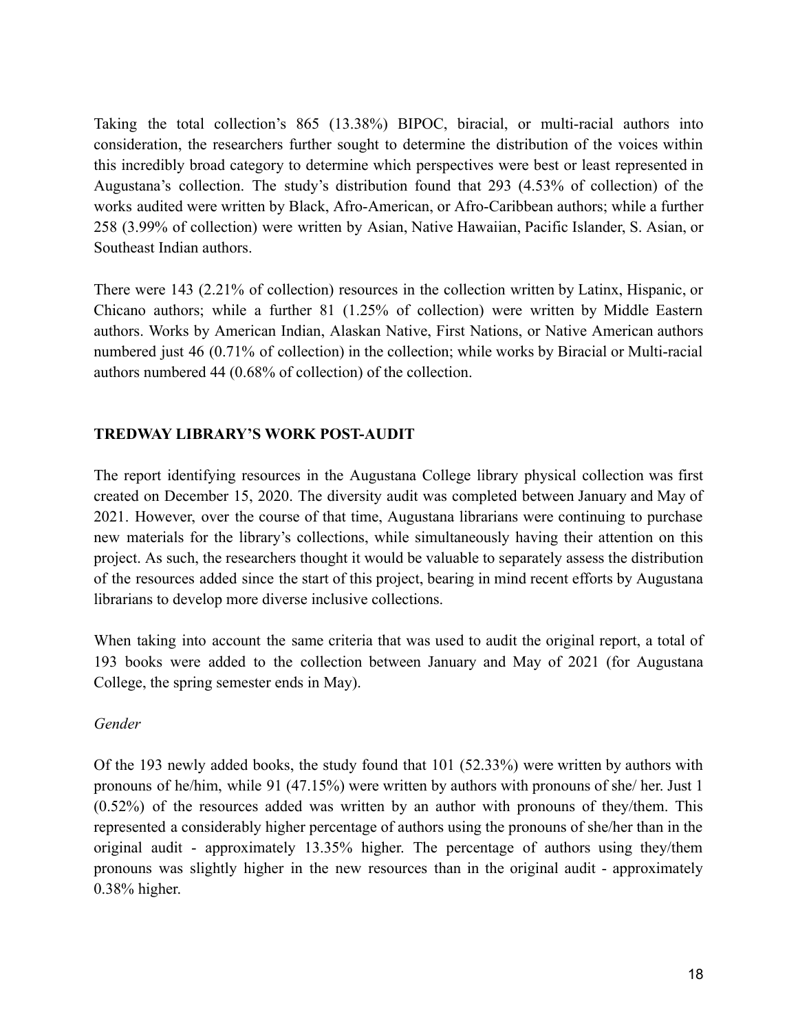Taking the total collection's 865 (13.38%) BIPOC, biracial, or multi-racial authors into consideration, the researchers further sought to determine the distribution of the voices within this incredibly broad category to determine which perspectives were best or least represented in Augustana's collection. The study's distribution found that 293 (4.53% of collection) of the works audited were written by Black, Afro-American, or Afro-Caribbean authors; while a further 258 (3.99% of collection) were written by Asian, Native Hawaiian, Pacific Islander, S. Asian, or Southeast Indian authors.

There were 143 (2.21% of collection) resources in the collection written by Latinx, Hispanic, or Chicano authors; while a further 81 (1.25% of collection) were written by Middle Eastern authors. Works by American Indian, Alaskan Native, First Nations, or Native American authors numbered just 46 (0.71% of collection) in the collection; while works by Biracial or Multi-racial authors numbered 44 (0.68% of collection) of the collection.

## TREDWAY LIBRARY'S WORK POST-AUDIT

The report identifying resources in the Augustana College library physical collection was first created on December 15, 2020. The diversity audit was completed between January and May of 2021. However, over the course of that time, Augustana librarians were continuing to purchase new materials for the library's collections, while simultaneously having their attention on this project. As such, the researchers thought it would be valuable to separately assess the distribution of the resources added since the start of this project, bearing in mind recent efforts by Augustana librarians to develop more diverse inclusive collections.

When taking into account the same criteria that was used to audit the original report, a total of 193 books were added to the collection between January and May of 2021 (for Augustana College, the spring semester ends in May).

*Gender*

Of the 193 newly added books, the study found that 101 (52.33%) were written by authors with pronouns of he/him, while 91 (47.15%) were written by authors with pronouns of she/ her. Just 1 (0.52%) of the resources added was written by an author with pronouns of they/them. This represented a considerably higher percentage of authors using the pronouns of she/her than in the original audit - approximately 13.35% higher. The percentage of authors using they/them pronouns was slightly higher in the new resources than in the original audit - approximately 0.38% higher.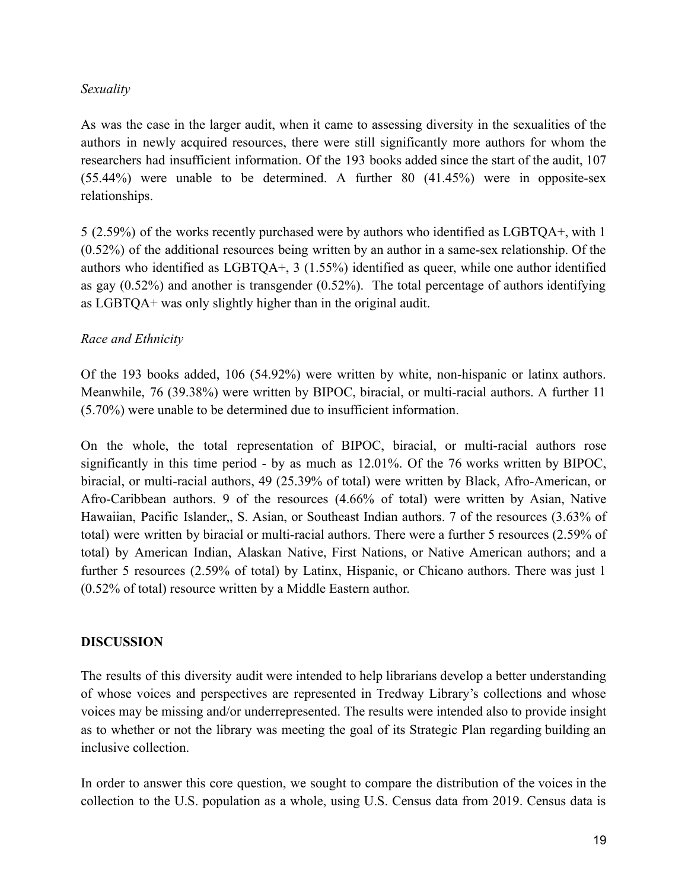*Sexuality*

As was the case in the larger audit, when it came to assessing diversity in the sexualities of the authors in newly acquired resources, there were still significantly more authors for whom the researchers had insufficient information. Of the 193 books added since the start of the audit, 107 (55.44%) were unable to be determined. A further 80 (41.45%) were in opposite-sex relationships.

5 (2.59%) of the works recently purchased were by authors who identified as LGBTQA+, with 1 (0.52%) of the additional resources being written by an author in a same-sex relationship. Of the authors who identified as LGBTQA+, 3 (1.55%) identified as queer, while one author identified as gay (0.52%) and another is transgender (0.52%). The total percentage of authors identifying as LGBTQA+ was only slightly higher than in the original audit.

*Race and Ethnicity*

Of the 193 books added, 106 (54.92%) were written by white, non-hispanic or latinx authors. Meanwhile, 76 (39.38%) were written by BIPOC, biracial, or multi-racial authors. A further 11 (5.70%) were unable to be determined due to insufficient information.

On the whole, the total representation of BIPOC, biracial, or multi-racial authors rose significantly in this time period - by as much as 12.01%. Of the 76 works written by BIPOC, biracial, or multi-racial authors, 49 (25.39% of total) were written by Black, Afro-American, or Afro-Caribbean authors. 9 of the resources (4.66% of total) were written by Asian, Native Hawaiian, Pacific Islander,, S. Asian, or Southeast Indian authors. 7 of the resources (3.63% of total) were written by biracial or multi-racial authors. There were a further 5 resources (2.59% of total) by American Indian, Alaskan Native, First Nations, or Native American authors; and a further 5 resources (2.59% of total) by Latinx, Hispanic, or Chicano authors. There was just 1 (0.52% of total) resource written by a Middle Eastern author.

## DISCUSSION

The results of this diversity audit were intended to help librarians develop a better understanding of whose voices and perspectives are represented in Tredway Library's collections and whose voices may be missing and/or underrepresented. The results were intended also to provide insight as to whether or not the library was meeting the goal of its Strategic Plan regarding building an inclusive collection.

In order to answer this core question, we sought to compare the distribution of the voices in the collection to the U.S. population as a whole, using U.S. Census data from 2019. Census data is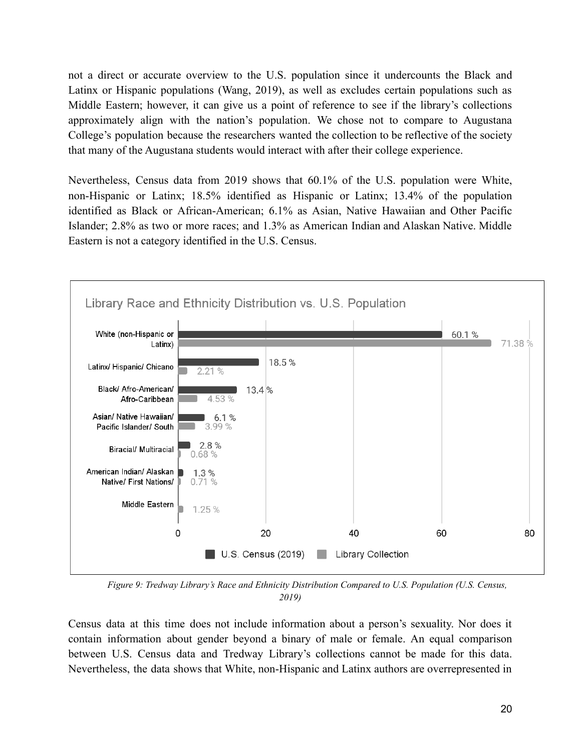not a direct or accurate overview to the U.S. population since it undercounts the Black and Latinx or Hispanic populations (Wang, 2019), as well as excludes certain populations such as Middle Eastern; however, it can give us a point of reference to see if the library's collections approximately align with the nation's population. We chose not to compare to Augustana College's population because the researchers wanted the collection to be reflective of the society that many of the Augustana students would interact with after their college experience.

Nevertheless, Census data from 2019 shows that 60.1% of the U.S. population were White, non-Hispanic or Latinx; 18.5% identified as Hispanic or Latinx; 13.4% of the population identified as Black or African-American; 6.1% as Asian, Native Hawaiian and Other Pacific Islander; 2.8% as two or more races; and 1.3% as American Indian and Alaskan Native. Middle Eastern is not a category identified in the U.S. Census.

**Library Race and Ethnicity Distribution vs. U.S. Population**

| | U.S. Census (2019) | Library Collection |
|---|---|---|
| White (non-Hispanic or Latinx) | 60.1 % | 71.38 % |
| Latinx/ Hispanic/ Chicano | 18.5 % | 2.21 % |
| Black/ Afro-American/ Afro-Caribbean | 13.4 % | 4.53 % |
| Asian/ Native Hawaiian/ Pacific Islander/ South | 6.1 % | 3.99 % |
| Biracial/ Multiracial | 2.8 % | 0.68 % |
| American Indian/ Alaskan Native/ First Nations/ | 1.3 % | 0.71 % |
| Middle Eastern | | 1.25 % |

*Figure 9: Tredway Library's Race and Ethnicity Distribution Compared to U.S. Population (U.S. Census, 2019)*

Census data at this time does not include information about a person's sexuality. Nor does it contain information about gender beyond a binary of male or female. An equal comparison between U.S. Census data and Tredway Library's collections cannot be made for this data. Nevertheless, the data shows that White, non-Hispanic and Latinx authors are overrepresented in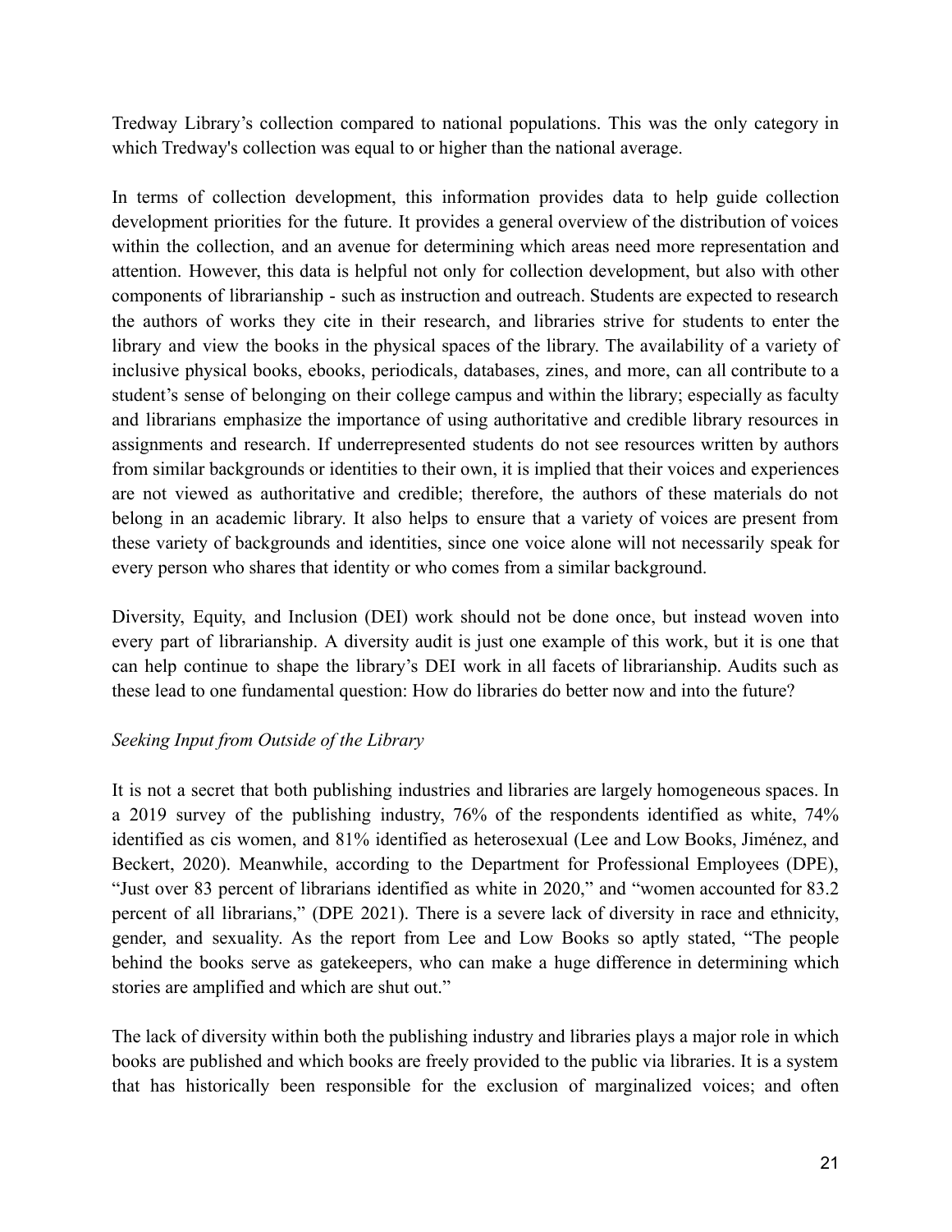Tredway Library's collection compared to national populations. This was the only category in which Tredway's collection was equal to or higher than the national average.

In terms of collection development, this information provides data to help guide collection development priorities for the future. It provides a general overview of the distribution of voices within the collection, and an avenue for determining which areas need more representation and attention. However, this data is helpful not only for collection development, but also with other components of librarianship - such as instruction and outreach. Students are expected to research the authors of works they cite in their research, and libraries strive for students to enter the library and view the books in the physical spaces of the library. The availability of a variety of inclusive physical books, ebooks, periodicals, databases, zines, and more, can all contribute to a student's sense of belonging on their college campus and within the library; especially as faculty and librarians emphasize the importance of using authoritative and credible library resources in assignments and research. If underrepresented students do not see resources written by authors from similar backgrounds or identities to their own, it is implied that their voices and experiences are not viewed as authoritative and credible; therefore, the authors of these materials do not belong in an academic library. It also helps to ensure that a variety of voices are present from these variety of backgrounds and identities, since one voice alone will not necessarily speak for every person who shares that identity or who comes from a similar background.

Diversity, Equity, and Inclusion (DEI) work should not be done once, but instead woven into every part of librarianship. A diversity audit is just one example of this work, but it is one that can help continue to shape the library's DEI work in all facets of librarianship. Audits such as these lead to one fundamental question: How do libraries do better now and into the future?

*Seeking Input from Outside of the Library*

It is not a secret that both publishing industries and libraries are largely homogeneous spaces. In a 2019 survey of the publishing industry, 76% of the respondents identified as white, 74% identified as cis women, and 81% identified as heterosexual (Lee and Low Books, Jiménez, and Beckert, 2020). Meanwhile, according to the Department for Professional Employees (DPE), "Just over 83 percent of librarians identified as white in 2020," and "women accounted for 83.2 percent of all librarians," (DPE 2021). There is a severe lack of diversity in race and ethnicity, gender, and sexuality. As the report from Lee and Low Books so aptly stated, "The people behind the books serve as gatekeepers, who can make a huge difference in determining which stories are amplified and which are shut out."

The lack of diversity within both the publishing industry and libraries plays a major role in which books are published and which books are freely provided to the public via libraries. It is a system that has historically been responsible for the exclusion of marginalized voices; and often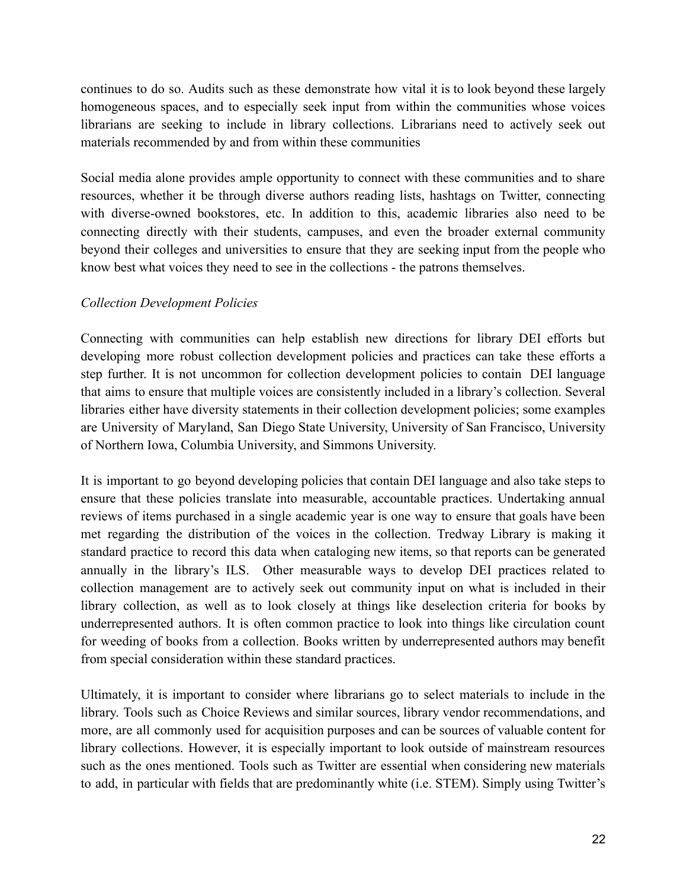continues to do so. Audits such as these demonstrate how vital it is to look beyond these largely homogeneous spaces, and to especially seek input from within the communities whose voices librarians are seeking to include in library collections. Librarians need to actively seek out materials recommended by and from within these communities

Social media alone provides ample opportunity to connect with these communities and to share resources, whether it be through diverse authors reading lists, hashtags on Twitter, connecting with diverse-owned bookstores, etc. In addition to this, academic libraries also need to be connecting directly with their students, campuses, and even the broader external community beyond their colleges and universities to ensure that they are seeking input from the people who know best what voices they need to see in the collections - the patrons themselves.

*Collection Development Policies*

Connecting with communities can help establish new directions for library DEI efforts but developing more robust collection development policies and practices can take these efforts a step further. It is not uncommon for collection development policies to contain DEI language that aims to ensure that multiple voices are consistently included in a library's collection. Several libraries either have diversity statements in their collection development policies; some examples are University of Maryland, San Diego State University, University of San Francisco, University of Northern Iowa, Columbia University, and Simmons University.

It is important to go beyond developing policies that contain DEI language and also take steps to ensure that these policies translate into measurable, accountable practices. Undertaking annual reviews of items purchased in a single academic year is one way to ensure that goals have been met regarding the distribution of the voices in the collection. Tredway Library is making it standard practice to record this data when cataloging new items, so that reports can be generated annually in the library's ILS. Other measurable ways to develop DEI practices related to collection management are to actively seek out community input on what is included in their library collection, as well as to look closely at things like deselection criteria for books by underrepresented authors. It is often common practice to look into things like circulation count for weeding of books from a collection. Books written by underrepresented authors may benefit from special consideration within these standard practices.

Ultimately, it is important to consider where librarians go to select materials to include in the library. Tools such as Choice Reviews and similar sources, library vendor recommendations, and more, are all commonly used for acquisition purposes and can be sources of valuable content for library collections. However, it is especially important to look outside of mainstream resources such as the ones mentioned. Tools such as Twitter are essential when considering new materials to add, in particular with fields that are predominantly white (i.e. STEM). Simply using Twitter's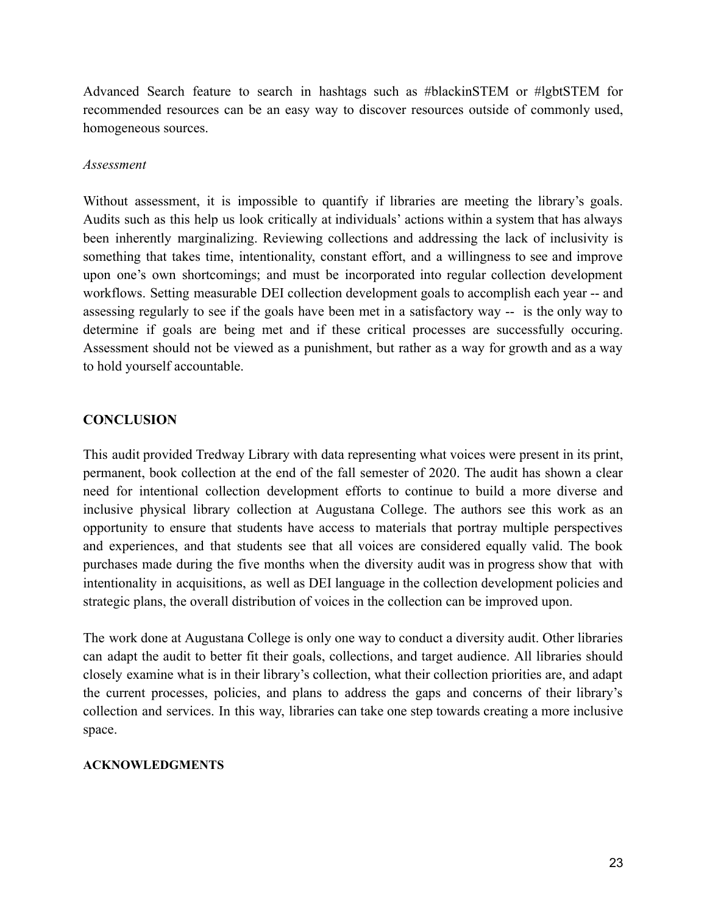Advanced Search feature to search in hashtags such as #blackinSTEM or #lgbtSTEM for recommended resources can be an easy way to discover resources outside of commonly used, homogeneous sources.

*Assessment*

Without assessment, it is impossible to quantify if libraries are meeting the library's goals. Audits such as this help us look critically at individuals' actions within a system that has always been inherently marginalizing. Reviewing collections and addressing the lack of inclusivity is something that takes time, intentionality, constant effort, and a willingness to see and improve upon one's own shortcomings; and must be incorporated into regular collection development workflows. Setting measurable DEI collection development goals to accomplish each year -- and assessing regularly to see if the goals have been met in a satisfactory way -- is the only way to determine if goals are being met and if these critical processes are successfully occuring. Assessment should not be viewed as a punishment, but rather as a way for growth and as a way to hold yourself accountable.

## CONCLUSION

This audit provided Tredway Library with data representing what voices were present in its print, permanent, book collection at the end of the fall semester of 2020. The audit has shown a clear need for intentional collection development efforts to continue to build a more diverse and inclusive physical library collection at Augustana College. The authors see this work as an opportunity to ensure that students have access to materials that portray multiple perspectives and experiences, and that students see that all voices are considered equally valid. The book purchases made during the five months when the diversity audit was in progress show that with intentionality in acquisitions, as well as DEI language in the collection development policies and strategic plans, the overall distribution of voices in the collection can be improved upon.

The work done at Augustana College is only one way to conduct a diversity audit. Other libraries can adapt the audit to better fit their goals, collections, and target audience. All libraries should closely examine what is in their library's collection, what their collection priorities are, and adapt the current processes, policies, and plans to address the gaps and concerns of their library's collection and services. In this way, libraries can take one step towards creating a more inclusive space.

## ACKNOWLEDGMENTS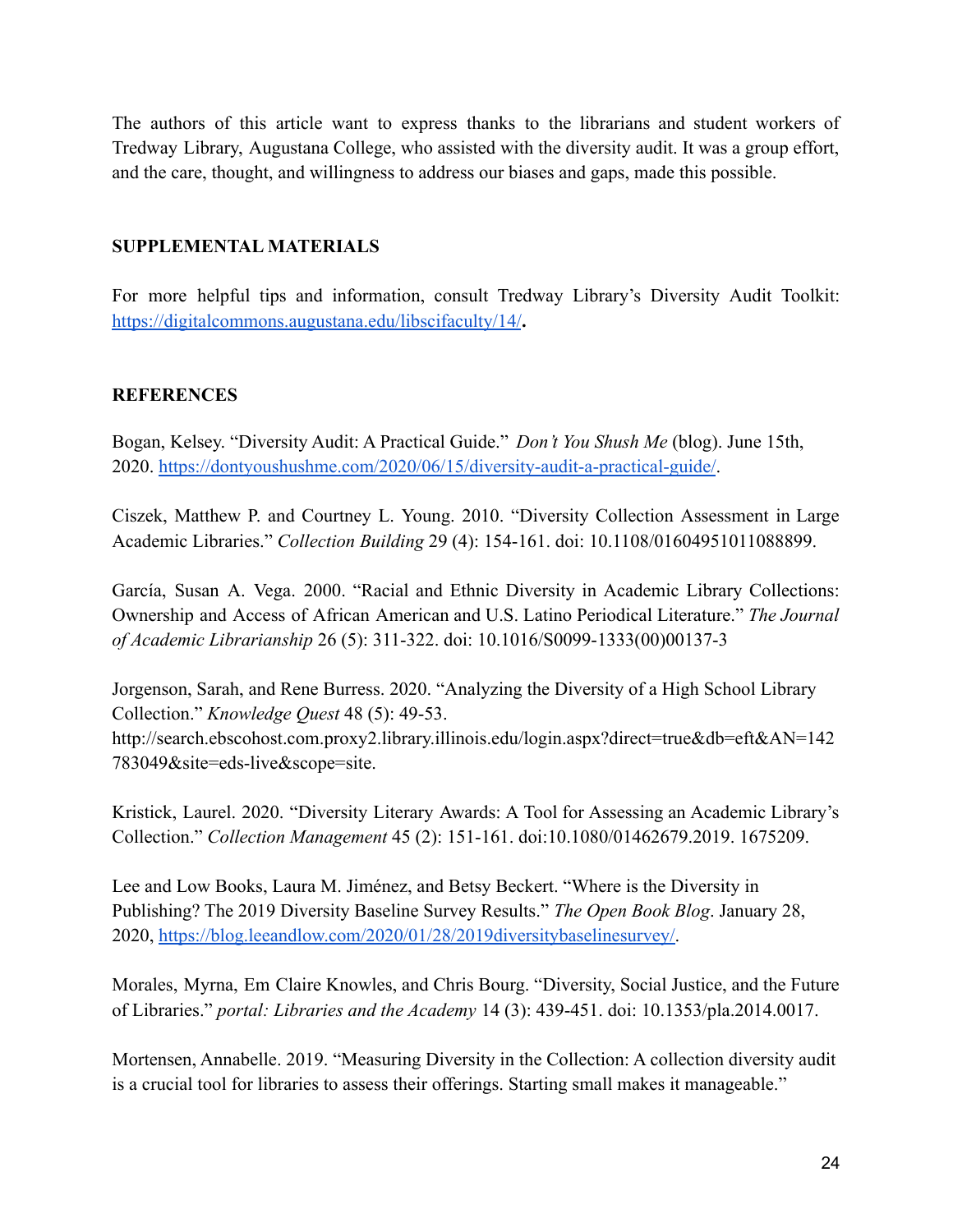The authors of this article want to express thanks to the librarians and student workers of Tredway Library, Augustana College, who assisted with the diversity audit. It was a group effort, and the care, thought, and willingness to address our biases and gaps, made this possible.

**SUPPLEMENTAL MATERIALS**

For more helpful tips and information, consult Tredway Library's Diversity Audit Toolkit: [https://digitalcommons.augustana.edu/libscifaculty/14/](https://digitalcommons.augustana.edu/libscifaculty/14/)**.**

**REFERENCES**

Bogan, Kelsey. "Diversity Audit: A Practical Guide." *Don't You Shush Me* (blog). June 15th, 2020. [https://dontyoushushme.com/2020/06/15/diversity-audit-a-practical-guide/](https://dontyoushushme.com/2020/06/15/diversity-audit-a-practical-guide/).

Ciszek, Matthew P. and Courtney L. Young. 2010. "Diversity Collection Assessment in Large Academic Libraries." *Collection Building* 29 (4): 154-161. doi: 10.1108/01604951011088899.

García, Susan A. Vega. 2000. "Racial and Ethnic Diversity in Academic Library Collections: Ownership and Access of African American and U.S. Latino Periodical Literature." *The Journal of Academic Librarianship* 26 (5): 311-322. doi: 10.1016/S0099-1333(00)00137-3

Jorgenson, Sarah, and Rene Burress. 2020. "Analyzing the Diversity of a High School Library Collection." *Knowledge Quest* 48 (5): 49-53. http://search.ebscohost.com.proxy2.library.illinois.edu/login.aspx?direct=true&db=eft&AN=142783049&site=eds-live&scope=site.

Kristick, Laurel. 2020. "Diversity Literary Awards: A Tool for Assessing an Academic Library's Collection." *Collection Management* 45 (2): 151-161. doi:10.1080/01462679.2019. 1675209.

Lee and Low Books, Laura M. Jiménez, and Betsy Beckert. "Where is the Diversity in Publishing? The 2019 Diversity Baseline Survey Results." *The Open Book Blog*. January 28, 2020, [https://blog.leeandlow.com/2020/01/28/2019diversitybaselinesurvey/](https://blog.leeandlow.com/2020/01/28/2019diversitybaselinesurvey/).

Morales, Myrna, Em Claire Knowles, and Chris Bourg. "Diversity, Social Justice, and the Future of Libraries." *portal: Libraries and the Academy* 14 (3): 439-451. doi: 10.1353/pla.2014.0017.

Mortensen, Annabelle. 2019. "Measuring Diversity in the Collection: A collection diversity audit is a crucial tool for libraries to assess their offerings. Starting small makes it manageable."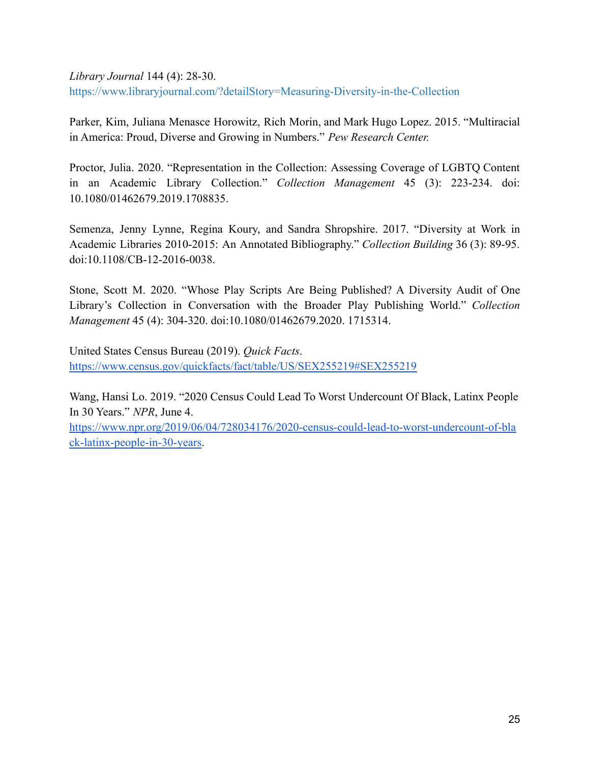*Library Journal* 144 (4): 28-30.
https://www.libraryjournal.com/?detailStory=Measuring-Diversity-in-the-Collection

Parker, Kim, Juliana Menasce Horowitz, Rich Morin, and Mark Hugo Lopez. 2015. "Multiracial in America: Proud, Diverse and Growing in Numbers." *Pew Research Center.*

Proctor, Julia. 2020. "Representation in the Collection: Assessing Coverage of LGBTQ Content in an Academic Library Collection." *Collection Management* 45 (3): 223-234. doi: 10.1080/01462679.2019.1708835.

Semenza, Jenny Lynne, Regina Koury, and Sandra Shropshire. 2017. "Diversity at Work in Academic Libraries 2010-2015: An Annotated Bibliography." *Collection Building* 36 (3): 89-95. doi:10.1108/CB-12-2016-0038.

Stone, Scott M. 2020. "Whose Play Scripts Are Being Published? A Diversity Audit of One Library's Collection in Conversation with the Broader Play Publishing World." *Collection Management* 45 (4): 304-320. doi:10.1080/01462679.2020. 1715314.

United States Census Bureau (2019). *Quick Facts*.
https://www.census.gov/quickfacts/fact/table/US/SEX255219#SEX255219

Wang, Hansi Lo. 2019. "2020 Census Could Lead To Worst Undercount Of Black, Latinx People In 30 Years." *NPR*, June 4.
https://www.npr.org/2019/06/04/728034176/2020-census-could-lead-to-worst-undercount-of-black-latinx-people-in-30-years.